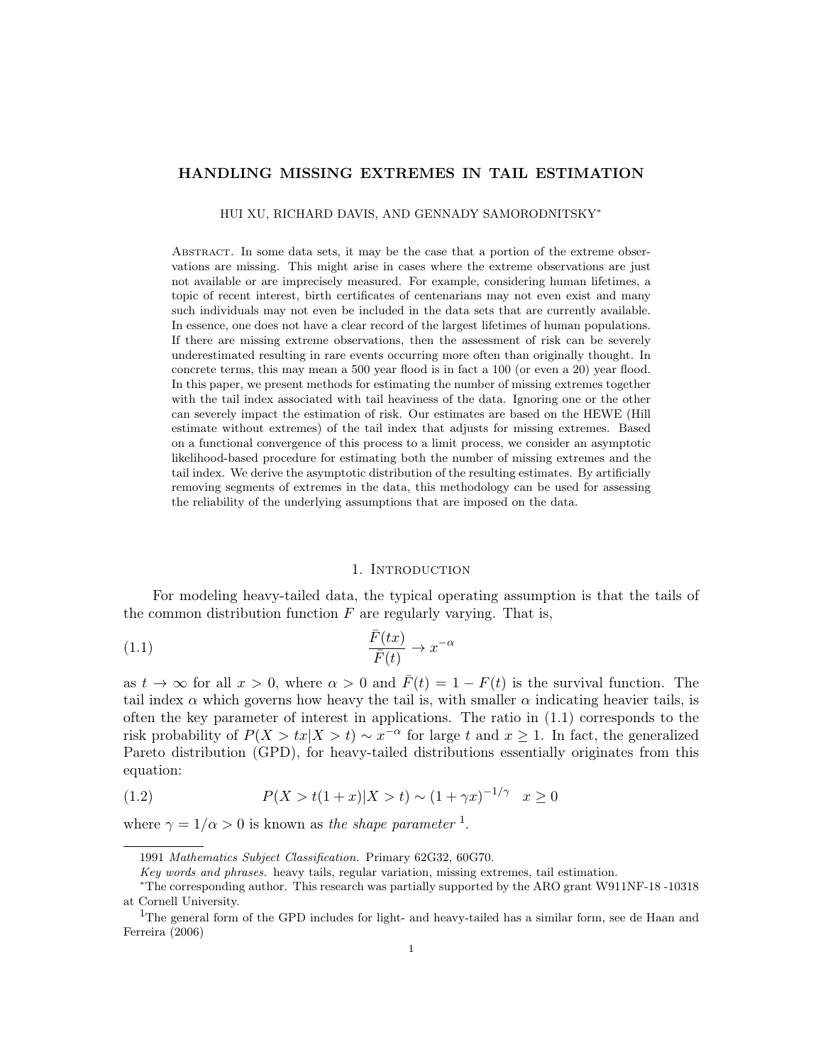# HANDLING MISSING EXTREMES IN TAIL ESTIMATION

HUI XU, RICHARD DAVIS, AND GENNADY SAMORODNITSKY*

Abstract. In some data sets, it may be the case that a portion of the extreme observations are missing. This might arise in cases where the extreme observations are just not available or are imprecisely measured. For example, considering human lifetimes, a topic of recent interest, birth certificates of centenarians may not even exist and many such individuals may not even be included in the data sets that are currently available. In essence, one does not have a clear record of the largest lifetimes of human populations. If there are missing extreme observations, then the assessment of risk can be severely underestimated resulting in rare events occurring more often than originally thought. In concrete terms, this may mean a 500 year flood is in fact a 100 (or even a 20) year flood. In this paper, we present methods for estimating the number of missing extremes together with the tail index associated with tail heaviness of the data. Ignoring one or the other can severely impact the estimation of risk. Our estimates are based on the HEWE (Hill estimate without extremes) of the tail index that adjusts for missing extremes. Based on a functional convergence of this process to a limit process, we consider an asymptotic likelihood-based procedure for estimating both the number of missing extremes and the tail index. We derive the asymptotic distribution of the resulting estimates. By artificially removing segments of extremes in the data, this methodology can be used for assessing the reliability of the underlying assumptions that are imposed on the data.

## 1. Introduction

For modeling heavy-tailed data, the typical operating assumption is that the tails of the common distribution function $F$ are regularly varying. That is,

$$\frac{\bar{F}(tx)}{\bar{F}(t)} \to x^{-\alpha} \tag{1.1}$$

as $t \to \infty$ for all $x > 0$, where $\alpha > 0$ and $\bar{F}(t) = 1 - F(t)$ is the survival function. The tail index $\alpha$ which governs how heavy the tail is, with smaller $\alpha$ indicating heavier tails, is often the key parameter of interest in applications. The ratio in (1.1) corresponds to the risk probability of $P(X > tx | X > t) \sim x^{-\alpha}$ for large $t$ and $x \geq 1$. In fact, the generalized Pareto distribution (GPD), for heavy-tailed distributions essentially originates from this equation:

$$P(X > t(1+x) | X > t) \sim (1 + \gamma x)^{-1/\gamma} \quad x \geq 0 \tag{1.2}$$

where $\gamma = 1/\alpha > 0$ is known as *the shape parameter* [1].

---

1991 *Mathematics Subject Classification.* Primary 62G32, 60G70.

*Key words and phrases.* heavy tails, regular variation, missing extremes, tail estimation.

*The corresponding author. This research was partially supported by the ARO grant W911NF-18 -10318 at Cornell University.

[1] The general form of the GPD includes for light- and heavy-tailed has a similar form, see de Haan and Ferreira (2006)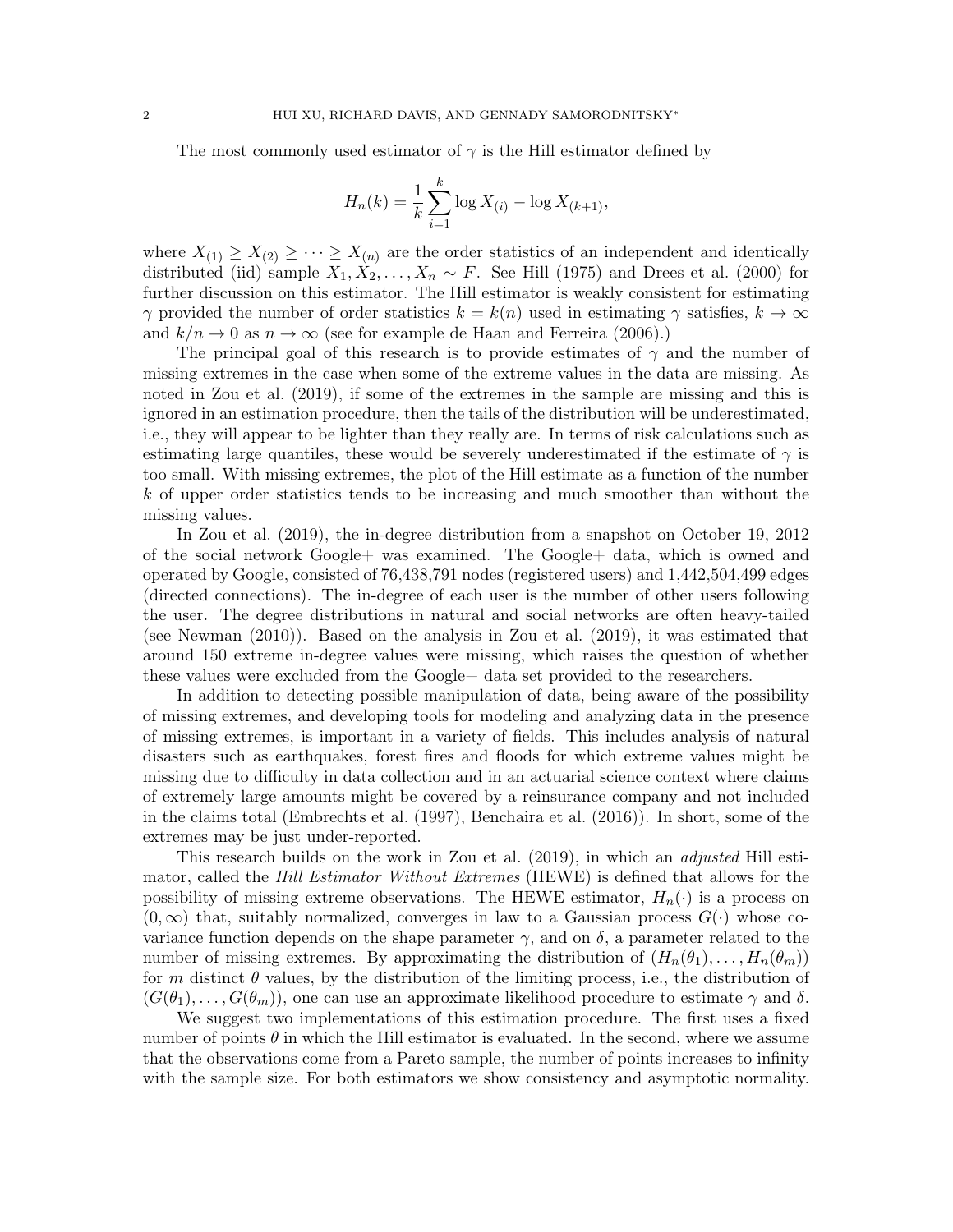The most commonly used estimator of $\gamma$ is the Hill estimator defined by

$$H_n(k) = \frac{1}{k} \sum_{i=1}^{k} \log X_{(i)} - \log X_{(k+1)},$$

where $X_{(1)} \geq X_{(2)} \geq \cdots \geq X_{(n)}$ are the order statistics of an independent and identically distributed (iid) sample $X_1, X_2, \ldots, X_n \sim F$. See Hill (1975) and Drees et al. (2000) for further discussion on this estimator. The Hill estimator is weakly consistent for estimating $\gamma$ provided the number of order statistics $k = k(n)$ used in estimating $\gamma$ satisfies, $k \to \infty$ and $k/n \to 0$ as $n \to \infty$ (see for example de Haan and Ferreira (2006).)

The principal goal of this research is to provide estimates of $\gamma$ and the number of missing extremes in the case when some of the extreme values in the data are missing. As noted in Zou et al. (2019), if some of the extremes in the sample are missing and this is ignored in an estimation procedure, then the tails of the distribution will be underestimated, i.e., they will appear to be lighter than they really are. In terms of risk calculations such as estimating large quantiles, these would be severely underestimated if the estimate of $\gamma$ is too small. With missing extremes, the plot of the Hill estimate as a function of the number $k$ of upper order statistics tends to be increasing and much smoother than without the missing values.

In Zou et al. (2019), the in-degree distribution from a snapshot on October 19, 2012 of the social network Google+ was examined. The Google+ data, which is owned and operated by Google, consisted of 76,438,791 nodes (registered users) and 1,442,504,499 edges (directed connections). The in-degree of each user is the number of other users following the user. The degree distributions in natural and social networks are often heavy-tailed (see Newman (2010)). Based on the analysis in Zou et al. (2019), it was estimated that around 150 extreme in-degree values were missing, which raises the question of whether these values were excluded from the Google+ data set provided to the researchers.

In addition to detecting possible manipulation of data, being aware of the possibility of missing extremes, and developing tools for modeling and analyzing data in the presence of missing extremes, is important in a variety of fields. This includes analysis of natural disasters such as earthquakes, forest fires and floods for which extreme values might be missing due to difficulty in data collection and in an actuarial science context where claims of extremely large amounts might be covered by a reinsurance company and not included in the claims total (Embrechts et al. (1997), Benchaira et al. (2016)). In short, some of the extremes may be just under-reported.

This research builds on the work in Zou et al. (2019), in which an *adjusted* Hill estimator, called the *Hill Estimator Without Extremes* (HEWE) is defined that allows for the possibility of missing extreme observations. The HEWE estimator, $H_n(\cdot)$ is a process on $(0, \infty)$ that, suitably normalized, converges in law to a Gaussian process $G(\cdot)$ whose covariance function depends on the shape parameter $\gamma$, and on $\delta$, a parameter related to the number of missing extremes. By approximating the distribution of $(H_n(\theta_1), \ldots, H_n(\theta_m))$ for $m$ distinct $\theta$ values, by the distribution of the limiting process, i.e., the distribution of $(G(\theta_1), \ldots, G(\theta_m))$, one can use an approximate likelihood procedure to estimate $\gamma$ and $\delta$.

We suggest two implementations of this estimation procedure. The first uses a fixed number of points $\theta$ in which the Hill estimator is evaluated. In the second, where we assume that the observations come from a Pareto sample, the number of points increases to infinity with the sample size. For both estimators we show consistency and asymptotic normality.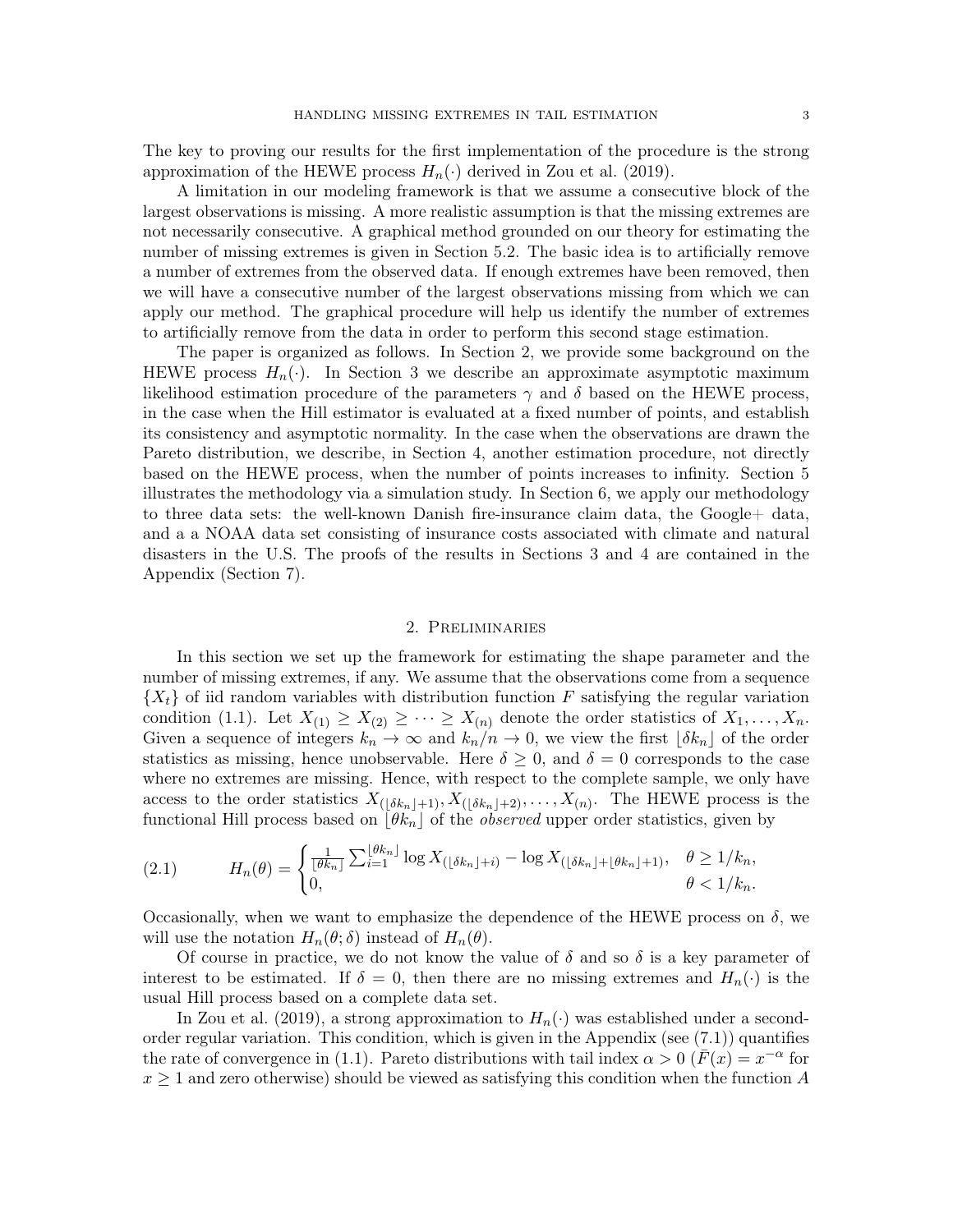The key to proving our results for the first implementation of the procedure is the strong approximation of the HEWE process $H_n(\cdot)$ derived in Zou et al. (2019).

A limitation in our modeling framework is that we assume a consecutive block of the largest observations is missing. A more realistic assumption is that the missing extremes are not necessarily consecutive. A graphical method grounded on our theory for estimating the number of missing extremes is given in Section 5.2. The basic idea is to artificially remove a number of extremes from the observed data. If enough extremes have been removed, then we will have a consecutive number of the largest observations missing from which we can apply our method. The graphical procedure will help us identify the number of extremes to artificially remove from the data in order to perform this second stage estimation.

The paper is organized as follows. In Section 2, we provide some background on the HEWE process $H_n(\cdot)$. In Section 3 we describe an approximate asymptotic maximum likelihood estimation procedure of the parameters $\gamma$ and $\delta$ based on the HEWE process, in the case when the Hill estimator is evaluated at a fixed number of points, and establish its consistency and asymptotic normality. In the case when the observations are drawn the Pareto distribution, we describe, in Section 4, another estimation procedure, not directly based on the HEWE process, when the number of points increases to infinity. Section 5 illustrates the methodology via a simulation study. In Section 6, we apply our methodology to three data sets: the well-known Danish fire-insurance claim data, the Google+ data, and a a NOAA data set consisting of insurance costs associated with climate and natural disasters in the U.S. The proofs of the results in Sections 3 and 4 are contained in the Appendix (Section 7).

## 2. Preliminaries

In this section we set up the framework for estimating the shape parameter and the number of missing extremes, if any. We assume that the observations come from a sequence $\{X_t\}$ of iid random variables with distribution function $F$ satisfying the regular variation condition (1.1). Let $X_{(1)} \geq X_{(2)} \geq \cdots \geq X_{(n)}$ denote the order statistics of $X_1, \ldots, X_n$. Given a sequence of integers $k_n \to \infty$ and $k_n/n \to 0$, we view the first $\lfloor \delta k_n \rfloor$ of the order statistics as missing, hence unobservable. Here $\delta \geq 0$, and $\delta = 0$ corresponds to the case where no extremes are missing. Hence, with respect to the complete sample, we only have access to the order statistics $X_{(\lfloor \delta k_n \rfloor+1)}, X_{(\lfloor \delta k_n \rfloor+2)}, \ldots, X_{(n)}$. The HEWE process is the functional Hill process based on $\lfloor \theta k_n \rfloor$ of the *observed* upper order statistics, given by

$$
H_n(\theta) = \begin{cases} \frac{1}{\lfloor \theta k_n \rfloor} \sum_{i=1}^{\lfloor \theta k_n \rfloor} \log X_{(\lfloor \delta k_n \rfloor + i)} - \log X_{(\lfloor \delta k_n \rfloor + \lfloor \theta k_n \rfloor + 1)}, & \theta \geq 1/k_n, \\ 0, & \theta < 1/k_n. \end{cases} \tag{2.1}
$$

Occasionally, when we want to emphasize the dependence of the HEWE process on $\delta$, we will use the notation $H_n(\theta; \delta)$ instead of $H_n(\theta)$.

Of course in practice, we do not know the value of $\delta$ and so $\delta$ is a key parameter of interest to be estimated. If $\delta = 0$, then there are no missing extremes and $H_n(\cdot)$ is the usual Hill process based on a complete data set.

In Zou et al. (2019), a strong approximation to $H_n(\cdot)$ was established under a second-order regular variation. This condition, which is given in the Appendix (see (7.1)) quantifies the rate of convergence in (1.1). Pareto distributions with tail index $\alpha > 0$ ($\bar{F}(x) = x^{-\alpha}$ for $x \geq 1$ and zero otherwise) should be viewed as satisfying this condition when the function $A$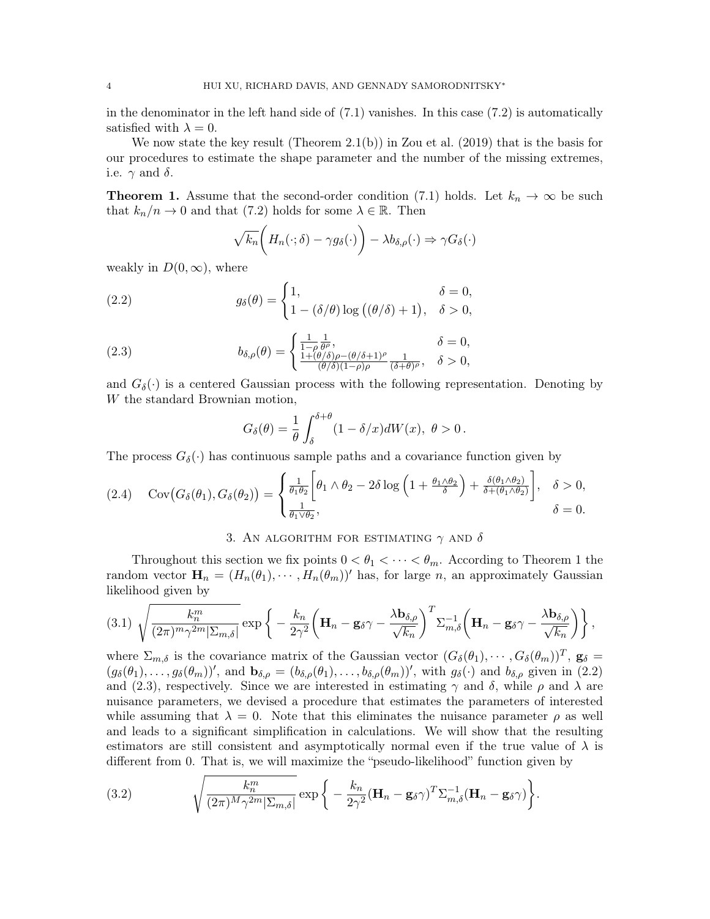in the denominator in the left hand side of (7.1) vanishes. In this case (7.2) is automatically satisfied with $\lambda = 0$.

We now state the key result (Theorem 2.1(b)) in Zou et al. (2019) that is the basis for our procedures to estimate the shape parameter and the number of the missing extremes, i.e. $\gamma$ and $\delta$.

**Theorem 1.** Assume that the second-order condition (7.1) holds. Let $k_n \to \infty$ be such that $k_n/n \to 0$ and that (7.2) holds for some $\lambda \in \mathbb{R}$. Then

$$\sqrt{k_n}\bigg(H_n(\cdot;\delta) - \gamma g_\delta(\cdot)\bigg) - \lambda b_{\delta,\rho}(\cdot) \Rightarrow \gamma G_\delta(\cdot)$$

weakly in $D(0,\infty)$, where

$$g_\delta(\theta) = \begin{cases} 1, & \delta = 0, \\ 1 - (\delta/\theta)\log\big((\theta/\delta)+1\big), & \delta > 0, \end{cases} \tag{2.2}$$

$$b_{\delta,\rho}(\theta) = \begin{cases} \frac{1}{1-\rho}\frac{1}{\theta^\rho}, & \delta = 0, \\ \frac{1+(\theta/\delta)\rho-(\theta/\delta+1)^\rho}{(\theta/\delta)(1-\rho)\rho}\frac{1}{(\delta+\theta)^\rho}, & \delta > 0, \end{cases} \tag{2.3}$$

and $G_\delta(\cdot)$ is a centered Gaussian process with the following representation. Denoting by $W$ the standard Brownian motion,

$$G_\delta(\theta) = \frac{1}{\theta}\int_\delta^{\delta+\theta}(1-\delta/x)dW(x),\ \theta > 0\,.$$

The process $G_\delta(\cdot)$ has continuous sample paths and a covariance function given by

$$\operatorname{Cov}\big(G_\delta(\theta_1), G_\delta(\theta_2)\big) = \begin{cases} \frac{1}{\theta_1\theta_2}\bigg[\theta_1\wedge\theta_2 - 2\delta\log\Big(1+\frac{\theta_1\wedge\theta_2}{\delta}\Big) + \frac{\delta(\theta_1\wedge\theta_2)}{\delta+(\theta_1\wedge\theta_2)}\bigg], & \delta > 0, \\ \frac{1}{\theta_1\vee\theta_2}, & \delta = 0. \end{cases} \tag{2.4}$$

## 3. An algorithm for estimating $\gamma$ and $\delta$

Throughout this section we fix points $0 < \theta_1 < \cdots < \theta_m$. According to Theorem 1 the random vector $\mathbf{H}_n = (H_n(\theta_1), \cdots, H_n(\theta_m))'$ has, for large $n$, an approximately Gaussian likelihood given by

$$\sqrt{\frac{k_n^m}{(2\pi)^m\gamma^{2m}|\Sigma_{m,\delta}|}}\exp\bigg\{-\frac{k_n}{2\gamma^2}\bigg(\mathbf{H}_n - \mathbf{g}_\delta\gamma - \frac{\lambda\mathbf{b}_{\delta,\rho}}{\sqrt{k_n}}\bigg)^T\Sigma_{m,\delta}^{-1}\bigg(\mathbf{H}_n - \mathbf{g}_\delta\gamma - \frac{\lambda\mathbf{b}_{\delta,\rho}}{\sqrt{k_n}}\bigg)\bigg\}, \tag{3.1}$$

where $\Sigma_{m,\delta}$ is the covariance matrix of the Gaussian vector $(G_\delta(\theta_1), \cdots, G_\delta(\theta_m))^T$, $\mathbf{g}_\delta = (g_\delta(\theta_1), \ldots, g_\delta(\theta_m))'$, and $\mathbf{b}_{\delta,\rho} = (b_{\delta,\rho}(\theta_1), \ldots, b_{\delta,\rho}(\theta_m))'$, with $g_\delta(\cdot)$ and $b_{\delta,\rho}$ given in (2.2) and (2.3), respectively. Since we are interested in estimating $\gamma$ and $\delta$, while $\rho$ and $\lambda$ are nuisance parameters, we devised a procedure that estimates the parameters of interested while assuming that $\lambda = 0$. Note that this eliminates the nuisance parameter $\rho$ as well and leads to a significant simplification in calculations. We will show that the resulting estimators are still consistent and asymptotically normal even if the true value of $\lambda$ is different from 0. That is, we will maximize the "pseudo-likelihood" function given by

$$\sqrt{\frac{k_n^m}{(2\pi)^M\gamma^{2m}|\Sigma_{m,\delta}|}}\exp\bigg\{-\frac{k_n}{2\gamma^2}(\mathbf{H}_n - \mathbf{g}_\delta\gamma)^T\Sigma_{m,\delta}^{-1}(\mathbf{H}_n - \mathbf{g}_\delta\gamma)\bigg\}. \tag{3.2}$$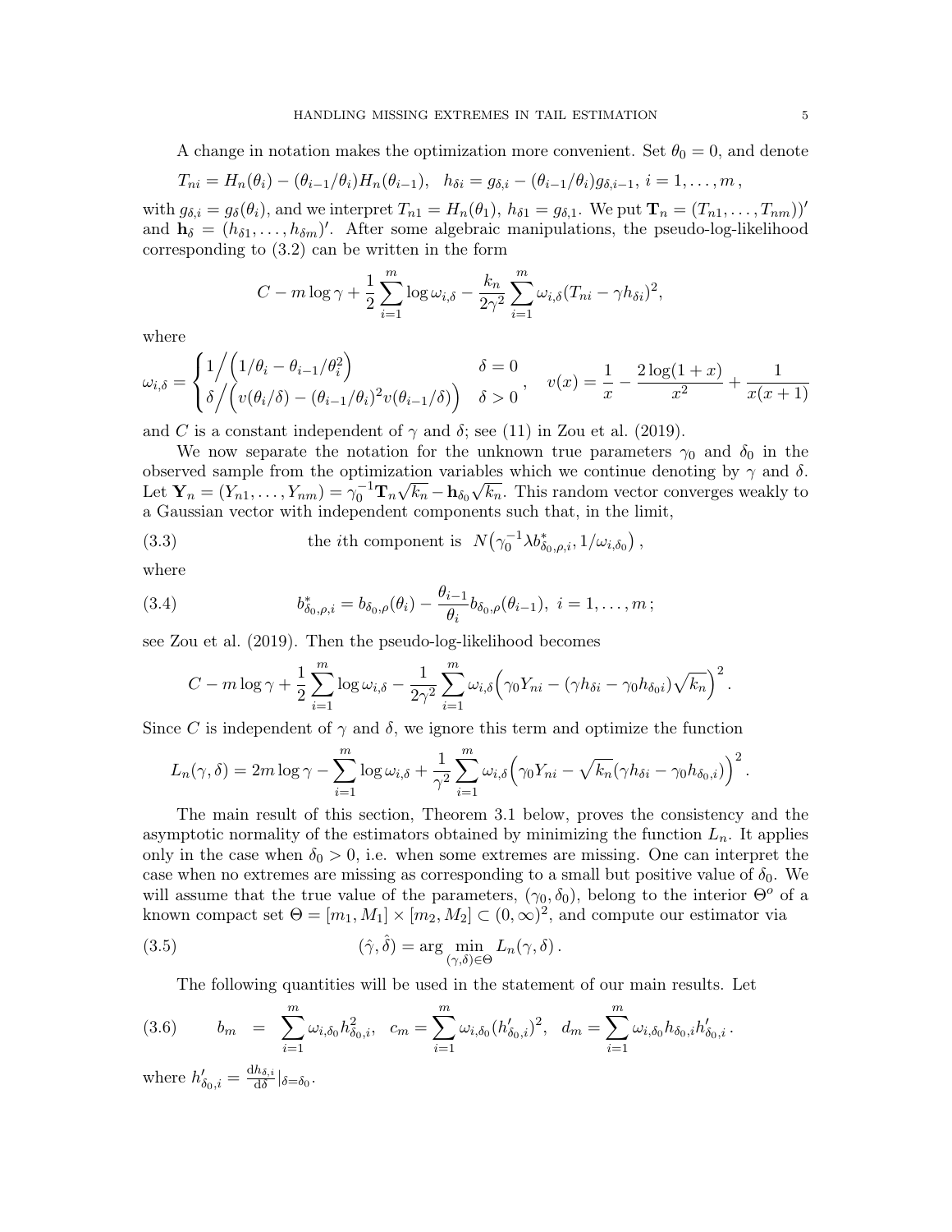A change in notation makes the optimization more convenient. Set $\theta_0 = 0$, and denote

$$T_{ni} = H_n(\theta_i) - (\theta_{i-1}/\theta_i)H_n(\theta_{i-1}), \quad h_{\delta i} = g_{\delta,i} - (\theta_{i-1}/\theta_i)g_{\delta,i-1}, \; i = 1, \ldots, m\,,$$

with $g_{\delta,i} = g_\delta(\theta_i)$, and we interpret $T_{n1} = H_n(\theta_1)$, $h_{\delta 1} = g_{\delta,1}$. We put $\mathbf{T}_n = (T_{n1}, \ldots, T_{nm}))'$ and $\mathbf{h}_\delta = (h_{\delta 1}, \ldots, h_{\delta m})'$. After some algebraic manipulations, the pseudo-log-likelihood corresponding to (3.2) can be written in the form

$$C - m\log\gamma + \frac{1}{2}\sum_{i=1}^m \log\omega_{i,\delta} - \frac{k_n}{2\gamma^2}\sum_{i=1}^m \omega_{i,\delta}(T_{ni} - \gamma h_{\delta i})^2,$$

where

$$\omega_{i,\delta} = \begin{cases} 1\Big/\Big(1/\theta_i - \theta_{i-1}/\theta_i^2\Big) & \delta = 0 \\ \delta\Big/\Big(v(\theta_i/\delta) - (\theta_{i-1}/\theta_i)^2 v(\theta_{i-1}/\delta)\Big) & \delta > 0 \end{cases}, \quad v(x) = \frac{1}{x} - \frac{2\log(1+x)}{x^2} + \frac{1}{x(x+1)}$$

and $C$ is a constant independent of $\gamma$ and $\delta$; see (11) in Zou et al. (2019).

We now separate the notation for the unknown true parameters $\gamma_0$ and $\delta_0$ in the observed sample from the optimization variables which we continue denoting by $\gamma$ and $\delta$. Let $\mathbf{Y}_n = (Y_{n1}, \ldots, Y_{nm}) = \gamma_0^{-1}\mathbf{T}_n\sqrt{k_n} - \mathbf{h}_{\delta_0}\sqrt{k_n}$. This random vector converges weakly to a Gaussian vector with independent components such that, in the limit,

$$\text{the } i\text{th component is } \; N\big(\gamma_0^{-1}\lambda b^*_{\delta_0,\rho,i}, 1/\omega_{i,\delta_0}\big)\,, \tag{3.3}$$

where

$$b^*_{\delta_0,\rho,i} = b_{\delta_0,\rho}(\theta_i) - \frac{\theta_{i-1}}{\theta_i}b_{\delta_0,\rho}(\theta_{i-1}), \; i = 1, \ldots, m\,; \tag{3.4}$$

see Zou et al. (2019). Then the pseudo-log-likelihood becomes

$$C - m\log\gamma + \frac{1}{2}\sum_{i=1}^m \log\omega_{i,\delta} - \frac{1}{2\gamma^2}\sum_{i=1}^m \omega_{i,\delta}\Big(\gamma_0 Y_{ni} - (\gamma h_{\delta i} - \gamma_0 h_{\delta_0 i})\sqrt{k_n}\Big)^2.$$

Since $C$ is independent of $\gamma$ and $\delta$, we ignore this term and optimize the function

$$L_n(\gamma,\delta) = 2m\log\gamma - \sum_{i=1}^m \log\omega_{i,\delta} + \frac{1}{\gamma^2}\sum_{i=1}^m \omega_{i,\delta}\Big(\gamma_0 Y_{ni} - \sqrt{k_n}(\gamma h_{\delta i} - \gamma_0 h_{\delta_0,i})\Big)^2.$$

The main result of this section, Theorem 3.1 below, proves the consistency and the asymptotic normality of the estimators obtained by minimizing the function $L_n$. It applies only in the case when $\delta_0 > 0$, i.e. when some extremes are missing. One can interpret the case when no extremes are missing as corresponding to a small but positive value of $\delta_0$. We will assume that the true value of the parameters, $(\gamma_0, \delta_0)$, belong to the interior $\Theta^o$ of a known compact set $\Theta = [m_1, M_1] \times [m_2, M_2] \subset (0,\infty)^2$, and compute our estimator via

$$(\hat{\gamma}, \hat{\delta}) = \arg\min_{(\gamma,\delta)\in\Theta} L_n(\gamma,\delta)\,. \tag{3.5}$$

The following quantities will be used in the statement of our main results. Let

$$b_m = \sum_{i=1}^m \omega_{i,\delta_0}h^2_{\delta_0,i}, \quad c_m = \sum_{i=1}^m \omega_{i,\delta_0}(h'_{\delta_0,i})^2, \quad d_m = \sum_{i=1}^m \omega_{i,\delta_0}h_{\delta_0,i}h'_{\delta_0,i}\,. \tag{3.6}$$

where $h'_{\delta_0,i} = \frac{\mathrm{d}h_{\delta,i}}{\mathrm{d}\delta}|_{\delta=\delta_0}$.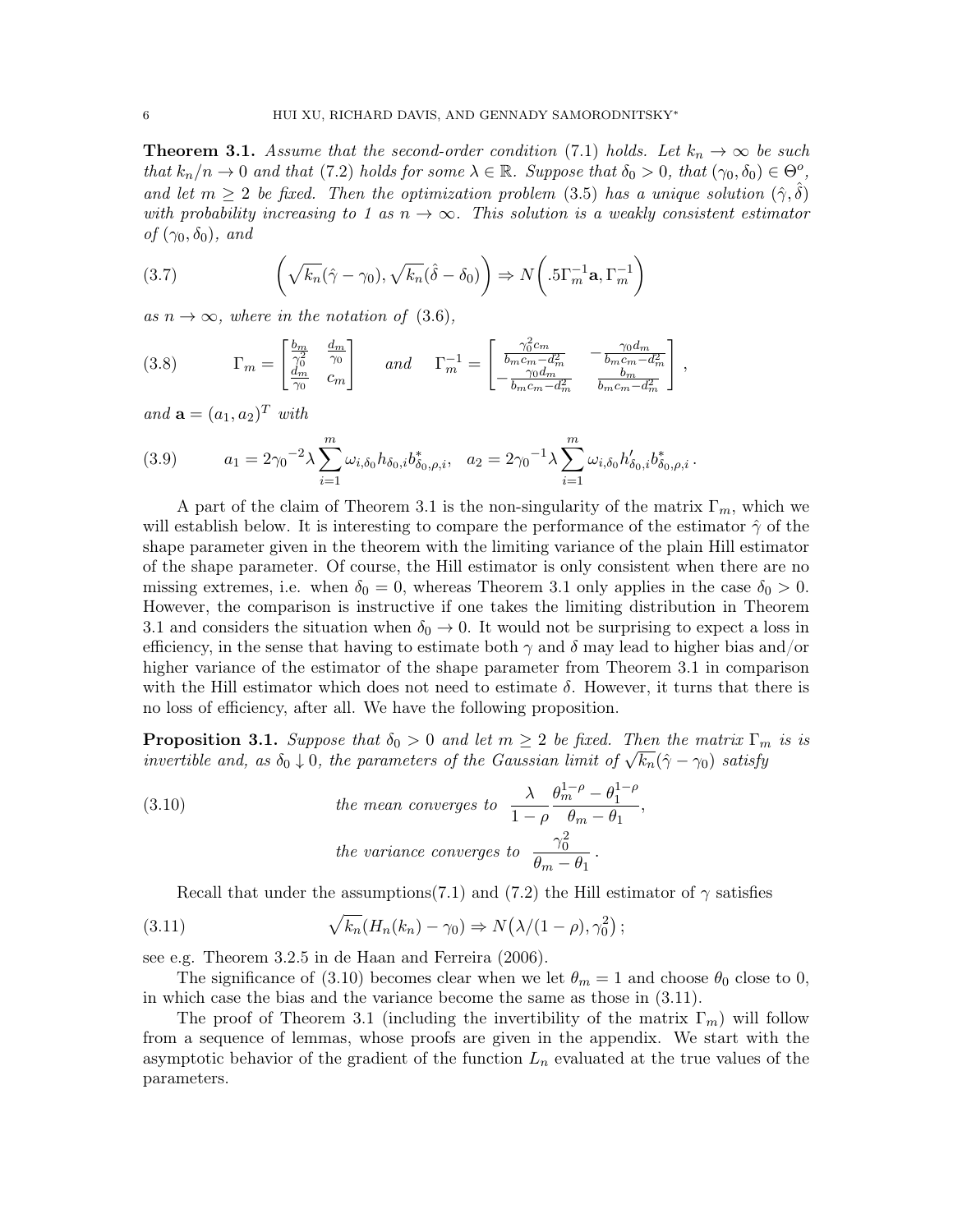**Theorem 3.1.** *Assume that the second-order condition (7.1) holds. Let $k_n \to \infty$ be such that $k_n/n \to 0$ and that (7.2) holds for some $\lambda \in \mathbb{R}$. Suppose that $\delta_0 > 0$, that $(\gamma_0, \delta_0) \in \Theta^o$, and let $m \geq 2$ be fixed. Then the optimization problem (3.5) has a unique solution $(\hat{\gamma}, \hat{\delta})$ with probability increasing to 1 as $n \to \infty$. This solution is a weakly consistent estimator of $(\gamma_0, \delta_0)$, and*

$$\left(\sqrt{k_n}(\hat{\gamma} - \gamma_0), \sqrt{k_n}(\hat{\delta} - \delta_0)\right) \Rightarrow N\left(.5\Gamma_m^{-1}\mathbf{a}, \Gamma_m^{-1}\right) \tag{3.7}$$

*as $n \to \infty$, where in the notation of (3.6),*

$$\Gamma_m = \begin{bmatrix} \frac{b_m}{\gamma_0^2} & \frac{d_m}{\gamma_0} \\ \frac{d_m}{\gamma_0} & c_m \end{bmatrix} \quad \text{and} \quad \Gamma_m^{-1} = \begin{bmatrix} \frac{\gamma_0^2 c_m}{b_m c_m - d_m^2} & -\frac{\gamma_0 d_m}{b_m c_m - d_m^2} \\ -\frac{\gamma_0 d_m}{b_m c_m - d_m^2} & \frac{b_m}{b_m c_m - d_m^2} \end{bmatrix}, \tag{3.8}$$

*and $\mathbf{a} = (a_1, a_2)^T$ with*

$$a_1 = 2{\gamma_0}^{-2}\lambda \sum_{i=1}^{m} \omega_{i,\delta_0} h_{\delta_0,i} b^*_{\delta_0,\rho,i}, \quad a_2 = 2{\gamma_0}^{-1}\lambda \sum_{i=1}^{m} \omega_{i,\delta_0} h'_{\delta_0,i} b^*_{\delta_0,\rho,i}\,. \tag{3.9}$$

A part of the claim of Theorem 3.1 is the non-singularity of the matrix $\Gamma_m$, which we will establish below. It is interesting to compare the performance of the estimator $\hat{\gamma}$ of the shape parameter given in the theorem with the limiting variance of the plain Hill estimator of the shape parameter. Of course, the Hill estimator is only consistent when there are no missing extremes, i.e. when $\delta_0 = 0$, whereas Theorem 3.1 only applies in the case $\delta_0 > 0$. However, the comparison is instructive if one takes the limiting distribution in Theorem 3.1 and considers the situation when $\delta_0 \to 0$. It would not be surprising to expect a loss in efficiency, in the sense that having to estimate both $\gamma$ and $\delta$ may lead to higher bias and/or higher variance of the estimator of the shape parameter from Theorem 3.1 in comparison with the Hill estimator which does not need to estimate $\delta$. However, it turns that there is no loss of efficiency, after all. We have the following proposition.

**Proposition 3.1.** *Suppose that $\delta_0 > 0$ and let $m \geq 2$ be fixed. Then the matrix $\Gamma_m$ is is invertible and, as $\delta_0 \downarrow 0$, the parameters of the Gaussian limit of $\sqrt{k_n}(\hat{\gamma} - \gamma_0)$ satisfy*

$$\text{the mean converges to } \frac{\lambda}{1-\rho}\frac{\theta_m^{1-\rho} - \theta_1^{1-\rho}}{\theta_m - \theta_1}, \tag{3.10}$$

$$\text{the variance converges to } \frac{\gamma_0^2}{\theta_m - \theta_1}\,.$$

Recall that under the assumptions(7.1) and (7.2) the Hill estimator of $\gamma$ satisfies

$$\sqrt{k_n}(H_n(k_n) - \gamma_0) \Rightarrow N\big(\lambda/(1-\rho), \gamma_0^2\big)\,; \tag{3.11}$$

see e.g. Theorem 3.2.5 in de Haan and Ferreira (2006).

The significance of (3.10) becomes clear when we let $\theta_m = 1$ and choose $\theta_0$ close to 0, in which case the bias and the variance become the same as those in (3.11).

The proof of Theorem 3.1 (including the invertibility of the matrix $\Gamma_m$) will follow from a sequence of lemmas, whose proofs are given in the appendix. We start with the asymptotic behavior of the gradient of the function $L_n$ evaluated at the true values of the parameters.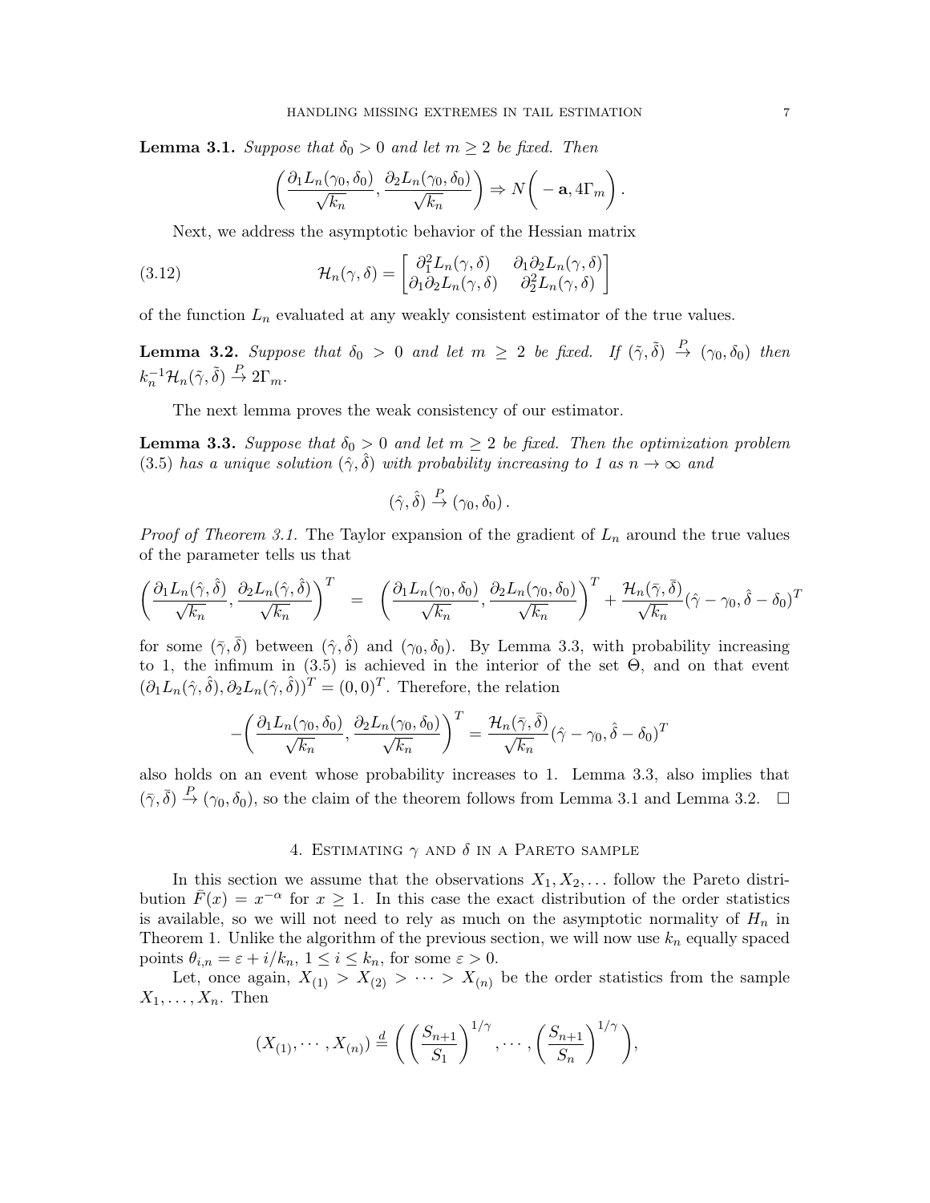**Lemma 3.1.** *Suppose that $\delta_0 > 0$ and let $m \geq 2$ be fixed. Then*

$$\left( \frac{\partial_1 L_n(\gamma_0, \delta_0)}{\sqrt{k_n}}, \frac{\partial_2 L_n(\gamma_0, \delta_0)}{\sqrt{k_n}} \right) \Rightarrow N\left( -\mathbf{a}, 4\Gamma_m \right).$$

Next, we address the asymptotic behavior of the Hessian matrix

$$\mathcal{H}_n(\gamma, \delta) = \begin{bmatrix} \partial_1^2 L_n(\gamma, \delta) & \partial_1 \partial_2 L_n(\gamma, \delta) \\ \partial_1 \partial_2 L_n(\gamma, \delta) & \partial_2^2 L_n(\gamma, \delta) \end{bmatrix} \tag{3.12}$$

of the function $L_n$ evaluated at any weakly consistent estimator of the true values.

**Lemma 3.2.** *Suppose that $\delta_0 > 0$ and let $m \geq 2$ be fixed. If $(\tilde{\gamma}, \tilde{\delta}) \xrightarrow{P} (\gamma_0, \delta_0)$ then $k_n^{-1} \mathcal{H}_n(\tilde{\gamma}, \tilde{\delta}) \xrightarrow{P} 2\Gamma_m$.*

The next lemma proves the weak consistency of our estimator.

**Lemma 3.3.** *Suppose that $\delta_0 > 0$ and let $m \geq 2$ be fixed. Then the optimization problem (3.5) has a unique solution $(\hat{\gamma}, \hat{\delta})$ with probability increasing to 1 as $n \to \infty$ and*

$$(\hat{\gamma}, \hat{\delta}) \xrightarrow{P} (\gamma_0, \delta_0).$$

*Proof of Theorem 3.1.* The Taylor expansion of the gradient of $L_n$ around the true values of the parameter tells us that

$$\left( \frac{\partial_1 L_n(\hat{\gamma}, \hat{\delta})}{\sqrt{k_n}}, \frac{\partial_2 L_n(\hat{\gamma}, \hat{\delta})}{\sqrt{k_n}} \right)^T = \left( \frac{\partial_1 L_n(\gamma_0, \delta_0)}{\sqrt{k_n}}, \frac{\partial_2 L_n(\gamma_0, \delta_0)}{\sqrt{k_n}} \right)^T + \frac{\mathcal{H}_n(\bar{\gamma}, \bar{\delta})}{\sqrt{k_n}} (\hat{\gamma} - \gamma_0, \hat{\delta} - \delta_0)^T$$

for some $(\bar{\gamma}, \bar{\delta})$ between $(\hat{\gamma}, \hat{\delta})$ and $(\gamma_0, \delta_0)$. By Lemma 3.3, with probability increasing to 1, the infimum in (3.5) is achieved in the interior of the set $\Theta$, and on that event $(\partial_1 L_n(\hat{\gamma}, \hat{\delta}), \partial_2 L_n(\hat{\gamma}, \hat{\delta}))^T = (0, 0)^T$. Therefore, the relation

$$-\left( \frac{\partial_1 L_n(\gamma_0, \delta_0)}{\sqrt{k_n}}, \frac{\partial_2 L_n(\gamma_0, \delta_0)}{\sqrt{k_n}} \right)^T = \frac{\mathcal{H}_n(\bar{\gamma}, \bar{\delta})}{\sqrt{k_n}} (\hat{\gamma} - \gamma_0, \hat{\delta} - \delta_0)^T$$

also holds on an event whose probability increases to 1. Lemma 3.3, also implies that $(\bar{\gamma}, \bar{\delta}) \xrightarrow{P} (\gamma_0, \delta_0)$, so the claim of the theorem follows from Lemma 3.1 and Lemma 3.2. $\square$

## 4. Estimating $\gamma$ and $\delta$ in a Pareto sample

In this section we assume that the observations $X_1, X_2, \dots$ follow the Pareto distribution $\bar{F}(x) = x^{-\alpha}$ for $x \geq 1$. In this case the exact distribution of the order statistics is available, so we will not need to rely as much on the asymptotic normality of $H_n$ in Theorem 1. Unlike the algorithm of the previous section, we will now use $k_n$ equally spaced points $\theta_{i,n} = \varepsilon + i/k_n$, $1 \leq i \leq k_n$, for some $\varepsilon > 0$.

Let, once again, $X_{(1)} > X_{(2)} > \cdots > X_{(n)}$ be the order statistics from the sample $X_1, \dots, X_n$. Then

$$(X_{(1)}, \cdots, X_{(n)}) \stackrel{d}{=} \left( \left( \frac{S_{n+1}}{S_1} \right)^{1/\gamma}, \cdots, \left( \frac{S_{n+1}}{S_n} \right)^{1/\gamma} \right),$$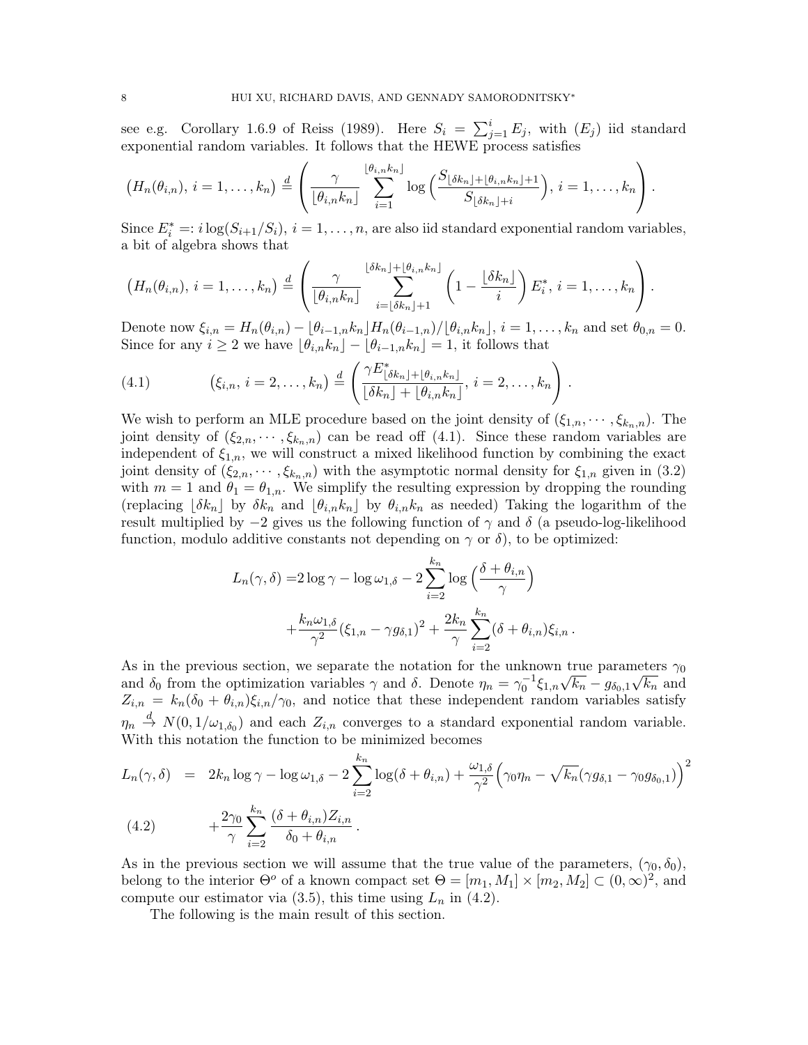see e.g. Corollary 1.6.9 of Reiss (1989). Here $S_i = \sum_{j=1}^{i} E_j$, with $(E_j)$ iid standard exponential random variables. It follows that the HEWE process satisfies

$$
\big(H_n(\theta_{i,n}),\, i=1,\dots,k_n\big) \stackrel{d}{=} \left( \frac{\gamma}{\lfloor \theta_{i,n}k_n \rfloor} \sum_{i=1}^{\lfloor \theta_{i,n}k_n \rfloor} \log\Big( \frac{S_{\lfloor \delta k_n \rfloor + \lfloor \theta_{i,n}k_n \rfloor + 1}}{S_{\lfloor \delta k_n \rfloor + i}} \Big),\, i=1,\dots,k_n \right).
$$

Since $E_i^* =: i\log(S_{i+1}/S_i)$, $i=1,\dots,n$, are also iid standard exponential random variables, a bit of algebra shows that

$$
\big(H_n(\theta_{i,n}),\, i=1,\dots,k_n\big) \stackrel{d}{=} \left( \frac{\gamma}{\lfloor \theta_{i,n}k_n \rfloor} \sum_{i=\lfloor \delta k_n \rfloor +1}^{\lfloor \delta k_n \rfloor + \lfloor \theta_{i,n}k_n \rfloor} \Big(1 - \frac{\lfloor \delta k_n \rfloor}{i}\Big) E_i^*,\, i=1,\dots,k_n \right).
$$

Denote now $\xi_{i,n} = H_n(\theta_{i,n}) - \lfloor \theta_{i-1,n}k_n \rfloor H_n(\theta_{i-1,n})/\lfloor \theta_{i,n}k_n \rfloor$, $i=1,\dots,k_n$ and set $\theta_{0,n}=0$. Since for any $i\geq 2$ we have $\lfloor \theta_{i,n}k_n \rfloor - \lfloor \theta_{i-1,n}k_n \rfloor = 1$, it follows that

$$
\big(\xi_{i,n},\, i=2,\dots,k_n\big) \stackrel{d}{=} \left( \frac{\gamma E^*_{\lfloor \delta k_n \rfloor + \lfloor \theta_{i,n}k_n \rfloor}}{\lfloor \delta k_n \rfloor + \lfloor \theta_{i,n}k_n \rfloor},\, i=2,\dots,k_n \right). \tag{4.1}
$$

We wish to perform an MLE procedure based on the joint density of $(\xi_{1,n},\cdots,\xi_{k_n,n})$. The joint density of $(\xi_{2,n},\cdots,\xi_{k_n,n})$ can be read off (4.1). Since these random variables are independent of $\xi_{1,n}$, we will construct a mixed likelihood function by combining the exact joint density of $(\xi_{2,n},\cdots,\xi_{k_n,n})$ with the asymptotic normal density for $\xi_{1,n}$ given in (3.2) with $m=1$ and $\theta_1=\theta_{1,n}$. We simplify the resulting expression by dropping the rounding (replacing $\lfloor \delta k_n \rfloor$ by $\delta k_n$ and $\lfloor \theta_{i,n}k_n \rfloor$ by $\theta_{i,n}k_n$ as needed) Taking the logarithm of the result multiplied by $-2$ gives us the following function of $\gamma$ and $\delta$ (a pseudo-log-likelihood function, modulo additive constants not depending on $\gamma$ or $\delta$), to be optimized:

$$
\begin{aligned}
L_n(\gamma,\delta) = & 2\log\gamma - \log\omega_{1,\delta} - 2\sum_{i=2}^{k_n} \log\Big(\frac{\delta+\theta_{i,n}}{\gamma}\Big) \\
& + \frac{k_n\omega_{1,\delta}}{\gamma^2}(\xi_{1,n} - \gamma g_{\delta,1})^2 + \frac{2k_n}{\gamma}\sum_{i=2}^{k_n}(\delta+\theta_{i,n})\xi_{i,n}\,.
\end{aligned}
$$

As in the previous section, we separate the notation for the unknown true parameters $\gamma_0$ and $\delta_0$ from the optimization variables $\gamma$ and $\delta$. Denote $\eta_n = \gamma_0^{-1}\xi_{1,n}\sqrt{k_n} - g_{\delta_0,1}\sqrt{k_n}$ and $Z_{i,n} = k_n(\delta_0+\theta_{i,n})\xi_{i,n}/\gamma_0$, and notice that these independent random variables satisfy $\eta_n \stackrel{d}{\to} N(0, 1/\omega_{1,\delta_0})$ and each $Z_{i,n}$ converges to a standard exponential random variable. With this notation the function to be minimized becomes

$$
\begin{aligned}
L_n(\gamma,\delta) \;=\;& 2k_n\log\gamma - \log\omega_{1,\delta} - 2\sum_{i=2}^{k_n}\log(\delta+\theta_{i,n}) + \frac{\omega_{1,\delta}}{\gamma^2}\Big(\gamma_0\eta_n - \sqrt{k_n}(\gamma g_{\delta,1} - \gamma_0 g_{\delta_0,1})\Big)^2 \\
& + \frac{2\gamma_0}{\gamma}\sum_{i=2}^{k_n}\frac{(\delta+\theta_{i,n})Z_{i,n}}{\delta_0+\theta_{i,n}}\,.
\end{aligned} \tag{4.2}
$$

As in the previous section we will assume that the true value of the parameters, $(\gamma_0,\delta_0)$, belong to the interior $\Theta^o$ of a known compact set $\Theta = [m_1,M_1]\times[m_2,M_2] \subset (0,\infty)^2$, and compute our estimator via (3.5), this time using $L_n$ in (4.2).

The following is the main result of this section.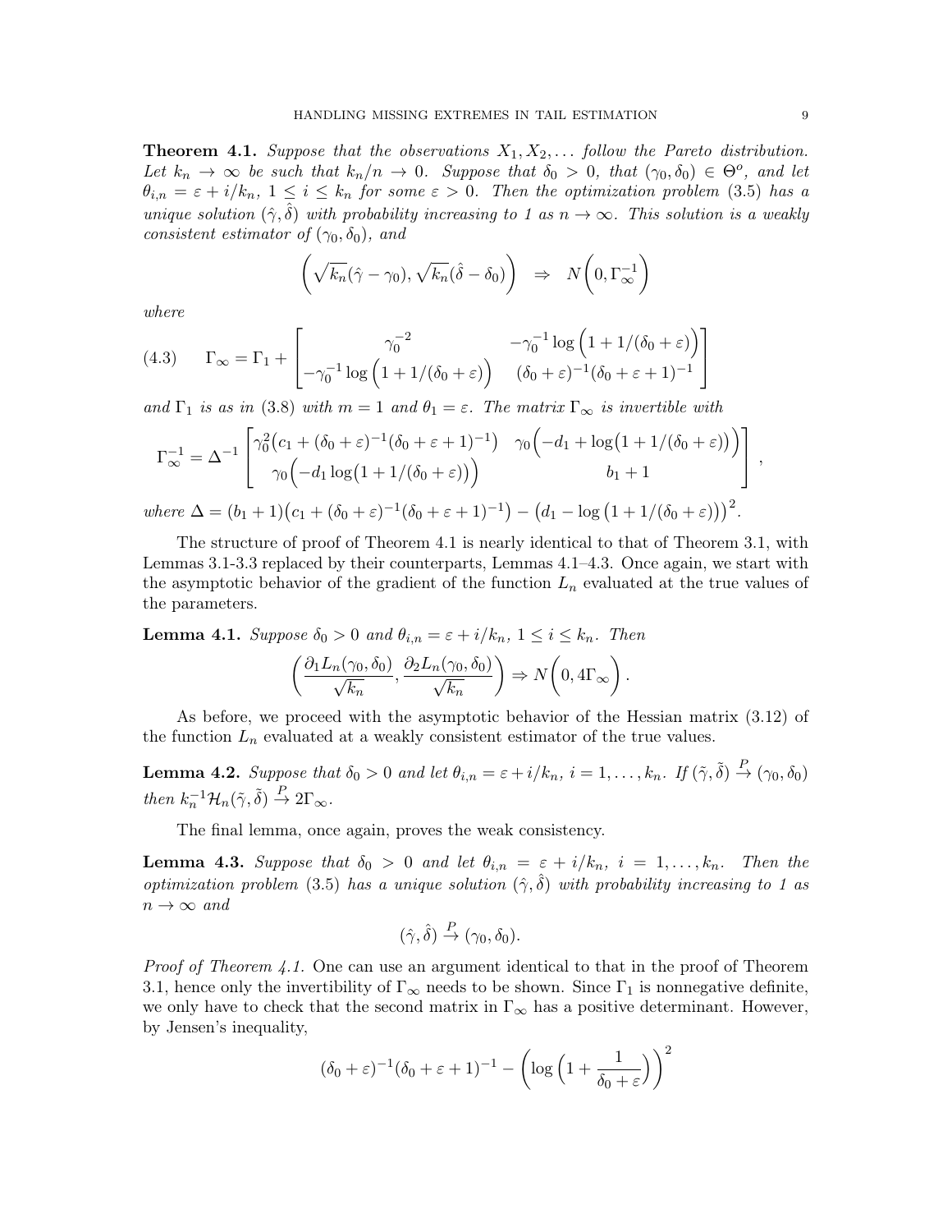**Theorem 4.1.** *Suppose that the observations $X_1, X_2, \dots$ follow the Pareto distribution. Let $k_n \to \infty$ be such that $k_n/n \to 0$. Suppose that $\delta_0 > 0$, that $(\gamma_0, \delta_0) \in \Theta^o$, and let $\theta_{i,n} = \varepsilon + i/k_n$, $1 \le i \le k_n$ for some $\varepsilon > 0$. Then the optimization problem (3.5) has a unique solution $(\hat{\gamma}, \hat{\delta})$ with probability increasing to 1 as $n \to \infty$. This solution is a weakly consistent estimator of $(\gamma_0, \delta_0)$, and*

$$\left(\sqrt{k_n}(\hat{\gamma} - \gamma_0), \sqrt{k_n}(\hat{\delta} - \delta_0)\right) \;\; \Rightarrow \;\; N\left(0, \Gamma_\infty^{-1}\right)$$

*where*

$$\Gamma_\infty = \Gamma_1 + \begin{bmatrix} \gamma_0^{-2} & -\gamma_0^{-1}\log\left(1 + 1/(\delta_0+\varepsilon)\right) \\ -\gamma_0^{-1}\log\left(1 + 1/(\delta_0+\varepsilon)\right) & (\delta_0+\varepsilon)^{-1}(\delta_0+\varepsilon+1)^{-1} \end{bmatrix} \tag{4.3}$$

*and $\Gamma_1$ is as in (3.8) with $m = 1$ and $\theta_1 = \varepsilon$. The matrix $\Gamma_\infty$ is invertible with*

$$\Gamma_\infty^{-1} = \Delta^{-1} \begin{bmatrix} \gamma_0^2\big(c_1 + (\delta_0+\varepsilon)^{-1}(\delta_0+\varepsilon+1)^{-1}\big) & \gamma_0\Big(-d_1 + \log\big(1 + 1/(\delta_0+\varepsilon)\big)\Big) \\ \gamma_0\Big(-d_1 \log\big(1 + 1/(\delta_0+\varepsilon)\big)\Big) & b_1 + 1 \end{bmatrix},$$

*where $\Delta = (b_1+1)\big(c_1 + (\delta_0+\varepsilon)^{-1}(\delta_0+\varepsilon+1)^{-1}\big) - \big(d_1 - \log\big(1 + 1/(\delta_0+\varepsilon)\big)\big)^2$.*

The structure of proof of Theorem 4.1 is nearly identical to that of Theorem 3.1, with Lemmas 3.1-3.3 replaced by their counterparts, Lemmas 4.1–4.3. Once again, we start with the asymptotic behavior of the gradient of the function $L_n$ evaluated at the true values of the parameters.

**Lemma 4.1.** *Suppose $\delta_0 > 0$ and $\theta_{i,n} = \varepsilon + i/k_n$, $1 \le i \le k_n$. Then*

$$\left(\frac{\partial_1 L_n(\gamma_0, \delta_0)}{\sqrt{k_n}}, \frac{\partial_2 L_n(\gamma_0, \delta_0)}{\sqrt{k_n}}\right) \Rightarrow N\left(0, 4\Gamma_\infty\right).$$

As before, we proceed with the asymptotic behavior of the Hessian matrix (3.12) of the function $L_n$ evaluated at a weakly consistent estimator of the true values.

**Lemma 4.2.** *Suppose that $\delta_0 > 0$ and let $\theta_{i,n} = \varepsilon + i/k_n$, $i = 1, \dots, k_n$. If $(\tilde{\gamma}, \tilde{\delta}) \xrightarrow{P} (\gamma_0, \delta_0)$ then $k_n^{-1}\mathcal{H}_n(\tilde{\gamma}, \tilde{\delta}) \xrightarrow{P} 2\Gamma_\infty$.*

The final lemma, once again, proves the weak consistency.

**Lemma 4.3.** *Suppose that $\delta_0 > 0$ and let $\theta_{i,n} = \varepsilon + i/k_n$, $i = 1, \dots, k_n$. Then the optimization problem (3.5) has a unique solution $(\hat{\gamma}, \hat{\delta})$ with probability increasing to 1 as $n \to \infty$ and*

$$(\hat{\gamma}, \hat{\delta}) \xrightarrow{P} (\gamma_0, \delta_0).$$

*Proof of Theorem 4.1.* One can use an argument identical to that in the proof of Theorem 3.1, hence only the invertibility of $\Gamma_\infty$ needs to be shown. Since $\Gamma_1$ is nonnegative definite, we only have to check that the second matrix in $\Gamma_\infty$ has a positive determinant. However, by Jensen's inequality,

$$(\delta_0+\varepsilon)^{-1}(\delta_0+\varepsilon+1)^{-1} - \left(\log\left(1 + \frac{1}{\delta_0+\varepsilon}\right)\right)^2$$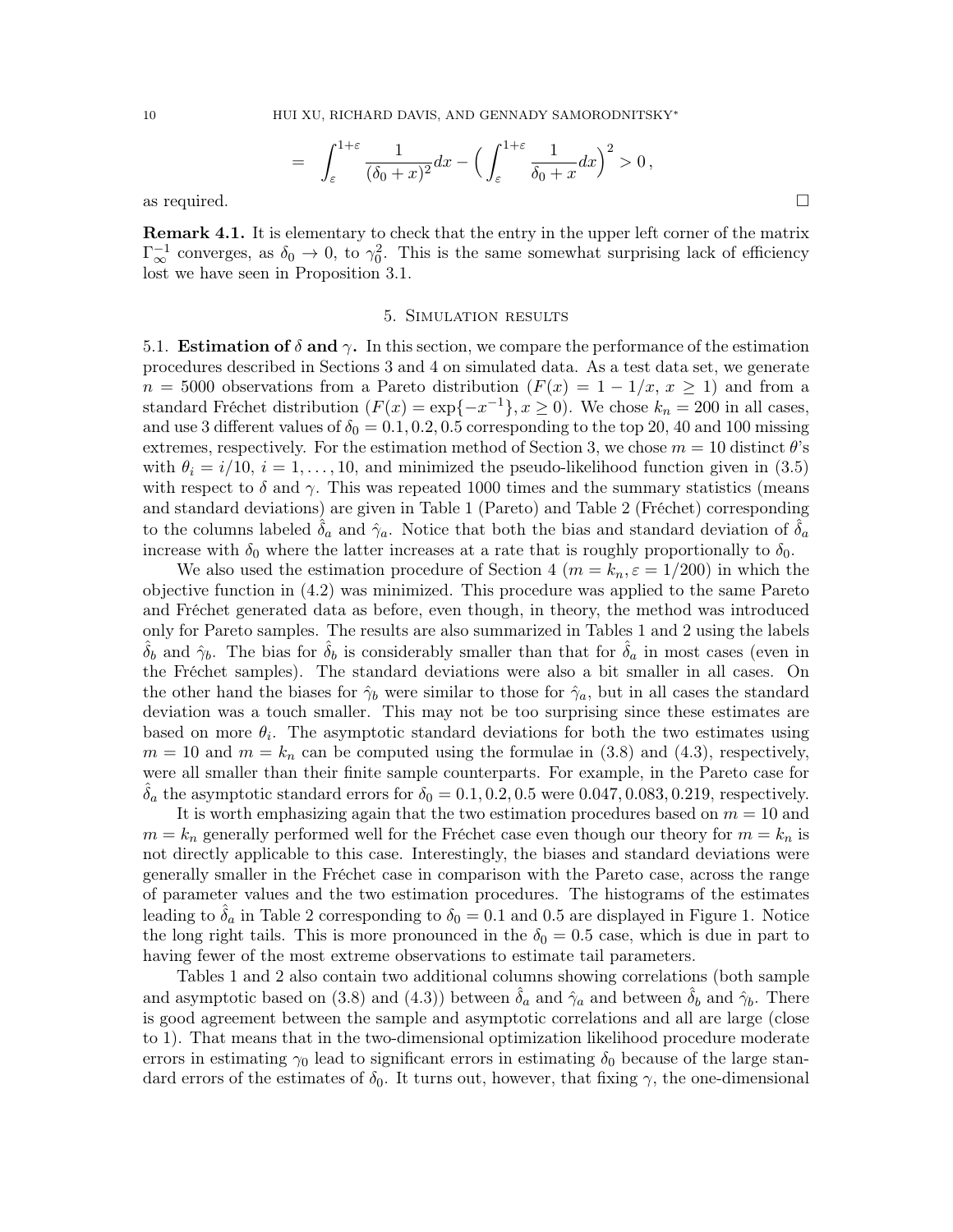$$= \int_{\varepsilon}^{1+\varepsilon} \frac{1}{(\delta_0 + x)^2} dx - \Big( \int_{\varepsilon}^{1+\varepsilon} \frac{1}{\delta_0 + x} dx \Big)^2 > 0 \,,$$

as required. $\square$

**Remark 4.1.** It is elementary to check that the entry in the upper left corner of the matrix $\Gamma_\infty^{-1}$ converges, as $\delta_0 \to 0$, to $\gamma_0^2$. This is the same somewhat surprising lack of efficiency lost we have seen in Proposition 3.1.

## 5. Simulation results

5.1. **Estimation of $\delta$ and $\gamma$.** In this section, we compare the performance of the estimation procedures described in Sections 3 and 4 on simulated data. As a test data set, we generate $n = 5000$ observations from a Pareto distribution ($F(x) = 1 - 1/x$, $x \geq 1$) and from a standard Fréchet distribution ($F(x) = \exp\{-x^{-1}\}, x \geq 0$). We chose $k_n = 200$ in all cases, and use 3 different values of $\delta_0 = 0.1, 0.2, 0.5$ corresponding to the top 20, 40 and 100 missing extremes, respectively. For the estimation method of Section 3, we chose $m = 10$ distinct $\theta$'s with $\theta_i = i/10$, $i = 1, \ldots, 10$, and minimized the pseudo-likelihood function given in (3.5) with respect to $\delta$ and $\gamma$. This was repeated 1000 times and the summary statistics (means and standard deviations) are given in Table 1 (Pareto) and Table 2 (Fréchet) corresponding to the columns labeled $\hat{\delta}_a$ and $\hat{\gamma}_a$. Notice that both the bias and standard deviation of $\hat{\delta}_a$ increase with $\delta_0$ where the latter increases at a rate that is roughly proportionally to $\delta_0$.

We also used the estimation procedure of Section 4 ($m = k_n, \varepsilon = 1/200$) in which the objective function in (4.2) was minimized. This procedure was applied to the same Pareto and Fréchet generated data as before, even though, in theory, the method was introduced only for Pareto samples. The results are also summarized in Tables 1 and 2 using the labels $\hat{\delta}_b$ and $\hat{\gamma}_b$. The bias for $\hat{\delta}_b$ is considerably smaller than that for $\hat{\delta}_a$ in most cases (even in the Fréchet samples). The standard deviations were also a bit smaller in all cases. On the other hand the biases for $\hat{\gamma}_b$ were similar to those for $\hat{\gamma}_a$, but in all cases the standard deviation was a touch smaller. This may not be too surprising since these estimates are based on more $\theta_i$. The asymptotic standard deviations for both the two estimates using $m = 10$ and $m = k_n$ can be computed using the formulae in (3.8) and (4.3), respectively, were all smaller than their finite sample counterparts. For example, in the Pareto case for $\hat{\delta}_a$ the asymptotic standard errors for $\delta_0 = 0.1, 0.2, 0.5$ were $0.047, 0.083, 0.219$, respectively.

It is worth emphasizing again that the two estimation procedures based on $m = 10$ and $m = k_n$ generally performed well for the Fréchet case even though our theory for $m = k_n$ is not directly applicable to this case. Interestingly, the biases and standard deviations were generally smaller in the Fréchet case in comparison with the Pareto case, across the range of parameter values and the two estimation procedures. The histograms of the estimates leading to $\hat{\delta}_a$ in Table 2 corresponding to $\delta_0 = 0.1$ and $0.5$ are displayed in Figure 1. Notice the long right tails. This is more pronounced in the $\delta_0 = 0.5$ case, which is due in part to having fewer of the most extreme observations to estimate tail parameters.

Tables 1 and 2 also contain two additional columns showing correlations (both sample and asymptotic based on (3.8) and (4.3)) between $\hat{\delta}_a$ and $\hat{\gamma}_a$ and between $\hat{\delta}_b$ and $\hat{\gamma}_b$. There is good agreement between the sample and asymptotic correlations and all are large (close to 1). That means that in the two-dimensional optimization likelihood procedure moderate errors in estimating $\gamma_0$ lead to significant errors in estimating $\delta_0$ because of the large standard errors of the estimates of $\delta_0$. It turns out, however, that fixing $\gamma$, the one-dimensional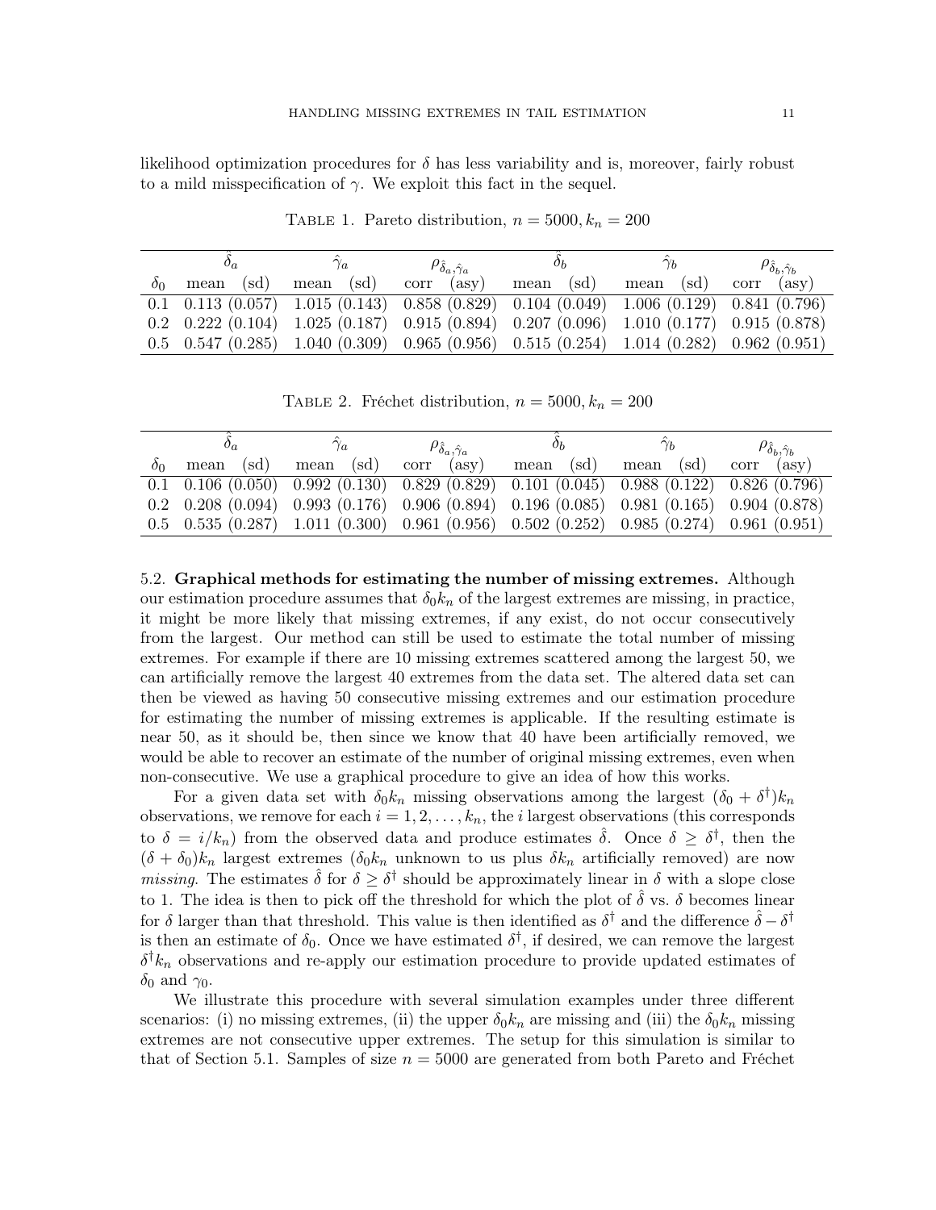likelihood optimization procedures for $\delta$ has less variability and is, moreover, fairly robust to a mild misspecification of $\gamma$. We exploit this fact in the sequel.

TABLE 1. Pareto distribution, $n = 5000, k_n = 200$

| | $\hat{\delta}_a$ | $\hat{\gamma}_a$ | $\rho_{\hat{\delta}_a,\hat{\gamma}_a}$ | $\hat{\delta}_b$ | $\hat{\gamma}_b$ | $\rho_{\hat{\delta}_b,\hat{\gamma}_b}$ |
|---|---|---|---|---|---|---|
| $\delta_0$ | mean (sd) | mean (sd) | corr (asy) | mean (sd) | mean (sd) | corr (asy) |
| 0.1 | 0.113 (0.057) | 1.015 (0.143) | 0.858 (0.829) | 0.104 (0.049) | 1.006 (0.129) | 0.841 (0.796) |
| 0.2 | 0.222 (0.104) | 1.025 (0.187) | 0.915 (0.894) | 0.207 (0.096) | 1.010 (0.177) | 0.915 (0.878) |
| 0.5 | 0.547 (0.285) | 1.040 (0.309) | 0.965 (0.956) | 0.515 (0.254) | 1.014 (0.282) | 0.962 (0.951) |

TABLE 2. Fréchet distribution, $n = 5000, k_n = 200$

| | $\hat{\delta}_a$ | $\hat{\gamma}_a$ | $\rho_{\hat{\delta}_a,\hat{\gamma}_a}$ | $\hat{\delta}_b$ | $\hat{\gamma}_b$ | $\rho_{\hat{\delta}_b,\hat{\gamma}_b}$ |
|---|---|---|---|---|---|---|
| $\delta_0$ | mean (sd) | mean (sd) | corr (asy) | mean (sd) | mean (sd) | corr (asy) |
| 0.1 | 0.106 (0.050) | 0.992 (0.130) | 0.829 (0.829) | 0.101 (0.045) | 0.988 (0.122) | 0.826 (0.796) |
| 0.2 | 0.208 (0.094) | 0.993 (0.176) | 0.906 (0.894) | 0.196 (0.085) | 0.981 (0.165) | 0.904 (0.878) |
| 0.5 | 0.535 (0.287) | 1.011 (0.300) | 0.961 (0.956) | 0.502 (0.252) | 0.985 (0.274) | 0.961 (0.951) |

5.2. **Graphical methods for estimating the number of missing extremes.** Although our estimation procedure assumes that $\delta_0 k_n$ of the largest extremes are missing, in practice, it might be more likely that missing extremes, if any exist, do not occur consecutively from the largest. Our method can still be used to estimate the total number of missing extremes. For example if there are 10 missing extremes scattered among the largest 50, we can artificially remove the largest 40 extremes from the data set. The altered data set can then be viewed as having 50 consecutive missing extremes and our estimation procedure for estimating the number of missing extremes is applicable. If the resulting estimate is near 50, as it should be, then since we know that 40 have been artificially removed, we would be able to recover an estimate of the number of original missing extremes, even when non-consecutive. We use a graphical procedure to give an idea of how this works.

For a given data set with $\delta_0 k_n$ missing observations among the largest $(\delta_0 + \delta^\dagger)k_n$ observations, we remove for each $i = 1, 2, \ldots, k_n$, the $i$ largest observations (this corresponds to $\delta = i/k_n$) from the observed data and produce estimates $\hat{\delta}$. Once $\delta \geq \delta^\dagger$, then the $(\delta + \delta_0)k_n$ largest extremes ($\delta_0 k_n$ unknown to us plus $\delta k_n$ artificially removed) are now *missing*. The estimates $\hat{\delta}$ for $\delta \geq \delta^\dagger$ should be approximately linear in $\delta$ with a slope close to 1. The idea is then to pick off the threshold for which the plot of $\hat{\delta}$ vs. $\delta$ becomes linear for $\delta$ larger than that threshold. This value is then identified as $\delta^\dagger$ and the difference $\hat{\delta} - \delta^\dagger$ is then an estimate of $\delta_0$. Once we have estimated $\delta^\dagger$, if desired, we can remove the largest $\delta^\dagger k_n$ observations and re-apply our estimation procedure to provide updated estimates of $\delta_0$ and $\gamma_0$.

We illustrate this procedure with several simulation examples under three different scenarios: (i) no missing extremes, (ii) the upper $\delta_0 k_n$ are missing and (iii) the $\delta_0 k_n$ missing extremes are not consecutive upper extremes. The setup for this simulation is similar to that of Section 5.1. Samples of size $n = 5000$ are generated from both Pareto and Fréchet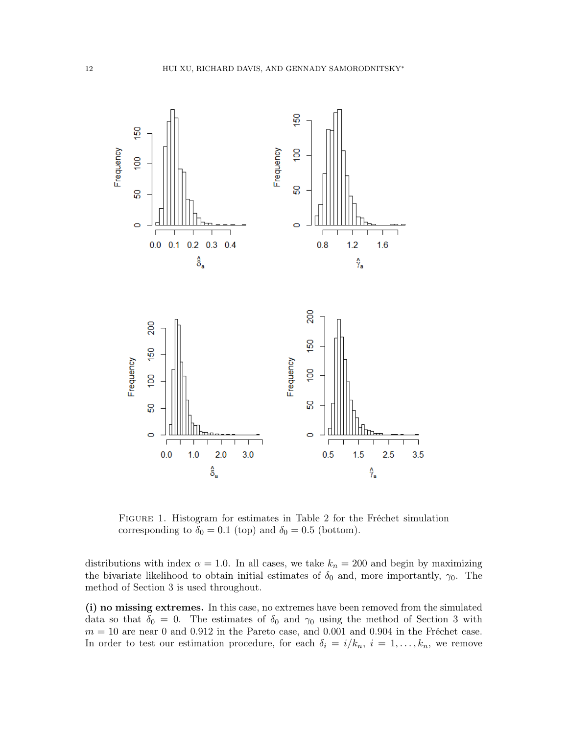FIGURE 1. Histogram for estimates in Table 2 for the Fréchet simulation corresponding to $\delta_0 = 0.1$ (top) and $\delta_0 = 0.5$ (bottom).

distributions with index $\alpha = 1.0$. In all cases, we take $k_n = 200$ and begin by maximizing the bivariate likelihood to obtain initial estimates of $\delta_0$ and, more importantly, $\gamma_0$. The method of Section 3 is used throughout.

**(i) no missing extremes.** In this case, no extremes have been removed from the simulated data so that $\delta_0 = 0$. The estimates of $\delta_0$ and $\gamma_0$ using the method of Section 3 with $m = 10$ are near 0 and 0.912 in the Pareto case, and 0.001 and 0.904 in the Fréchet case. In order to test our estimation procedure, for each $\delta_i = i/k_n$, $i = 1, \ldots, k_n$, we remove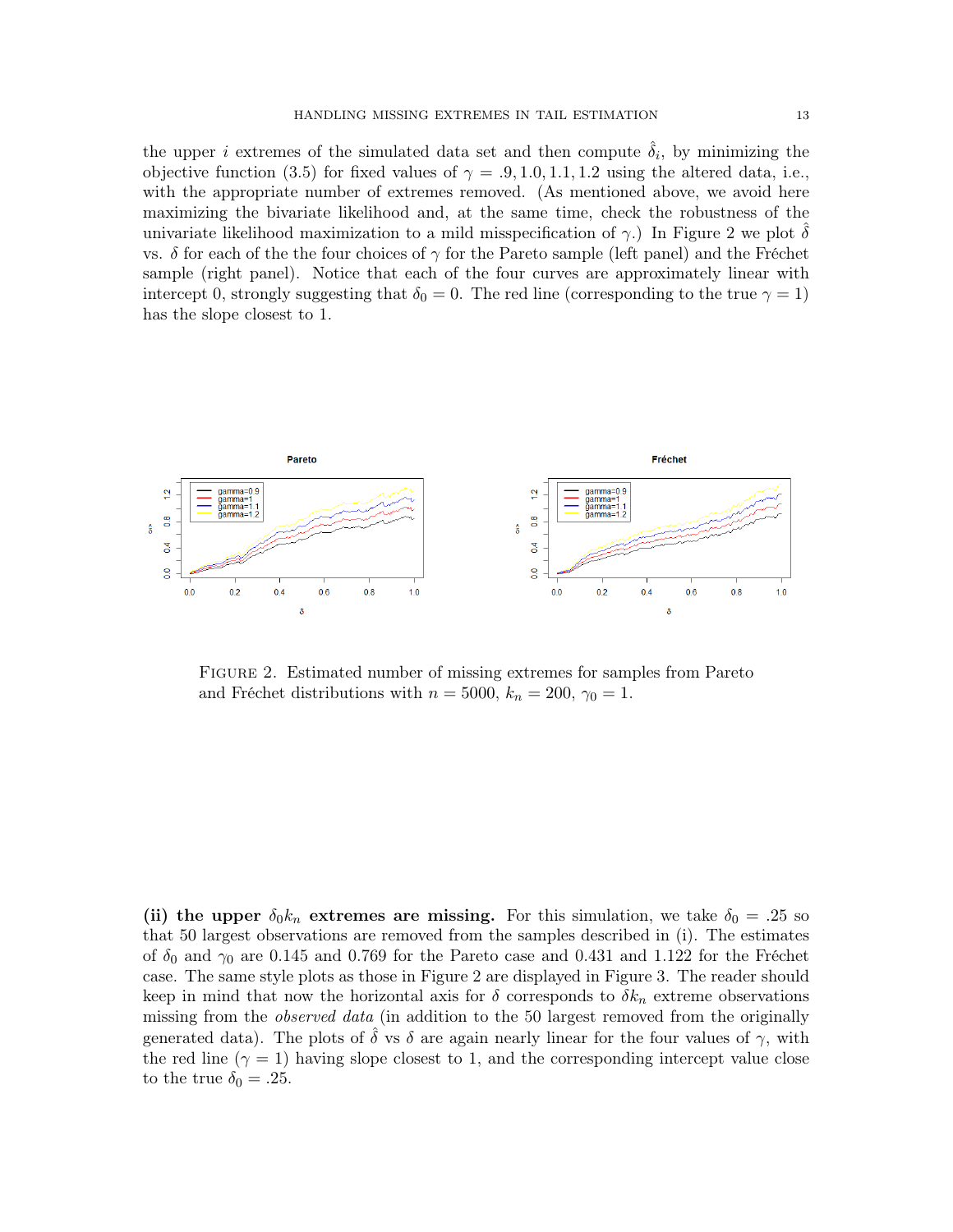the upper $i$ extremes of the simulated data set and then compute $\hat{\delta}_i$, by minimizing the objective function (3.5) for fixed values of $\gamma = .9, 1.0, 1.1, 1.2$ using the altered data, i.e., with the appropriate number of extremes removed. (As mentioned above, we avoid here maximizing the bivariate likelihood and, at the same time, check the robustness of the univariate likelihood maximization to a mild misspecification of $\gamma$.) In Figure 2 we plot $\hat{\delta}$ vs. $\delta$ for each of the the four choices of $\gamma$ for the Pareto sample (left panel) and the Fréchet sample (right panel). Notice that each of the four curves are approximately linear with intercept 0, strongly suggesting that $\delta_0 = 0$. The red line (corresponding to the true $\gamma = 1$) has the slope closest to 1.

FIGURE 2. Estimated number of missing extremes for samples from Pareto and Fréchet distributions with $n = 5000$, $k_n = 200$, $\gamma_0 = 1$.

**(ii) the upper $\delta_0 k_n$ extremes are missing.** For this simulation, we take $\delta_0 = .25$ so that 50 largest observations are removed from the samples described in (i). The estimates of $\delta_0$ and $\gamma_0$ are 0.145 and 0.769 for the Pareto case and 0.431 and 1.122 for the Fréchet case. The same style plots as those in Figure 2 are displayed in Figure 3. The reader should keep in mind that now the horizontal axis for $\delta$ corresponds to $\delta k_n$ extreme observations missing from the *observed data* (in addition to the 50 largest removed from the originally generated data). The plots of $\hat{\delta}$ vs $\delta$ are again nearly linear for the four values of $\gamma$, with the red line ($\gamma = 1$) having slope closest to 1, and the corresponding intercept value close to the true $\delta_0 = .25$.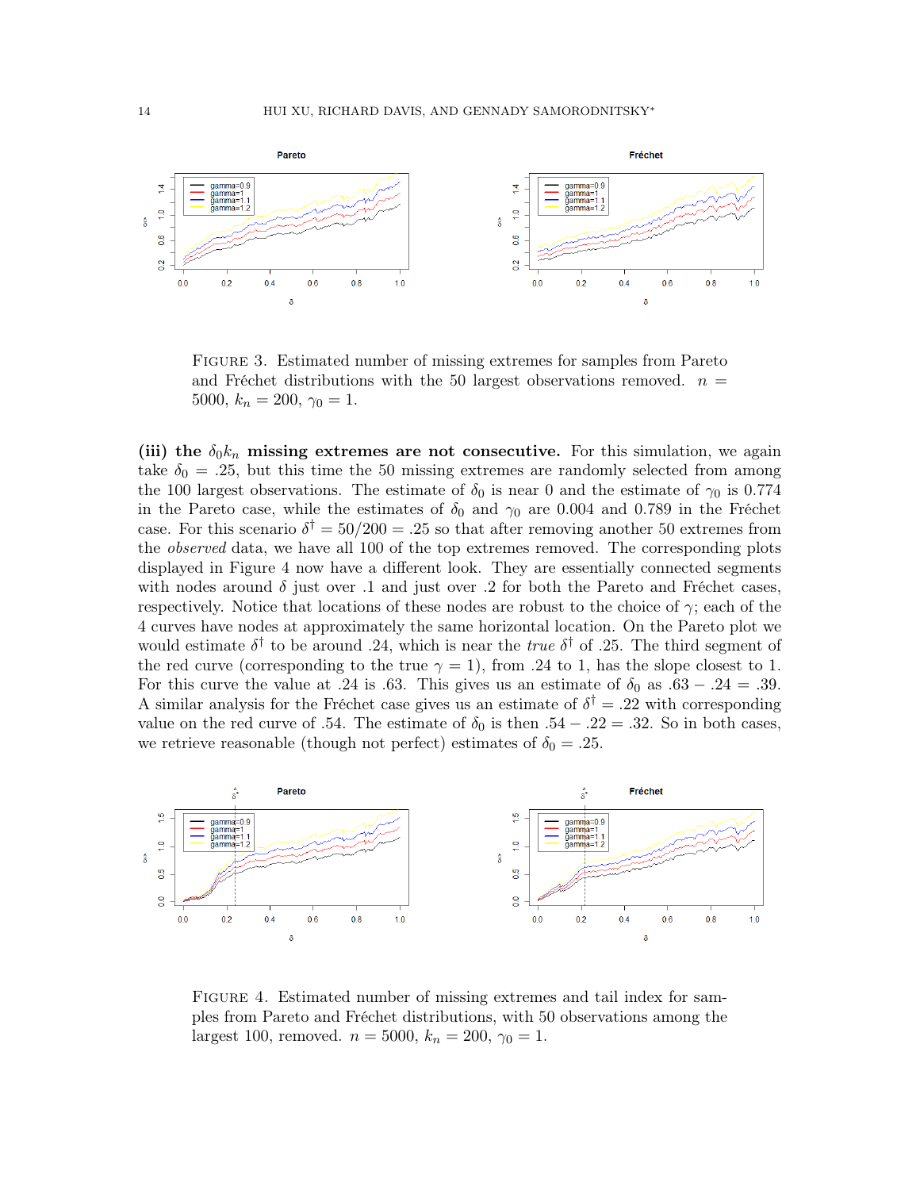FIGURE 3. Estimated number of missing extremes for samples from Pareto and Fréchet distributions with the 50 largest observations removed. $n = 5000$, $k_n = 200$, $\gamma_0 = 1$.

**(iii) the $\delta_0 k_n$ missing extremes are not consecutive.** For this simulation, we again take $\delta_0 = .25$, but this time the 50 missing extremes are randomly selected from among the 100 largest observations. The estimate of $\delta_0$ is near 0 and the estimate of $\gamma_0$ is 0.774 in the Pareto case, while the estimates of $\delta_0$ and $\gamma_0$ are 0.004 and 0.789 in the Fréchet case. For this scenario $\delta^\dagger = 50/200 = .25$ so that after removing another 50 extremes from the *observed* data, we have all 100 of the top extremes removed. The corresponding plots displayed in Figure 4 now have a different look. They are essentially connected segments with nodes around $\delta$ just over .1 and just over .2 for both the Pareto and Fréchet cases, respectively. Notice that locations of these nodes are robust to the choice of $\gamma$; each of the 4 curves have nodes at approximately the same horizontal location. On the Pareto plot we would estimate $\delta^\dagger$ to be around .24, which is near the *true* $\delta^\dagger$ of .25. The third segment of the red curve (corresponding to the true $\gamma = 1$), from .24 to 1, has the slope closest to 1. For this curve the value at .24 is .63. This gives us an estimate of $\delta_0$ as $.63 - .24 = .39$. A similar analysis for the Fréchet case gives us an estimate of $\delta^\dagger = .22$ with corresponding value on the red curve of .54. The estimate of $\delta_0$ is then $.54 - .22 = .32$. So in both cases, we retrieve reasonable (though not perfect) estimates of $\delta_0 = .25$.

FIGURE 4. Estimated number of missing extremes and tail index for samples from Pareto and Fréchet distributions, with 50 observations among the largest 100, removed. $n = 5000$, $k_n = 200$, $\gamma_0 = 1$.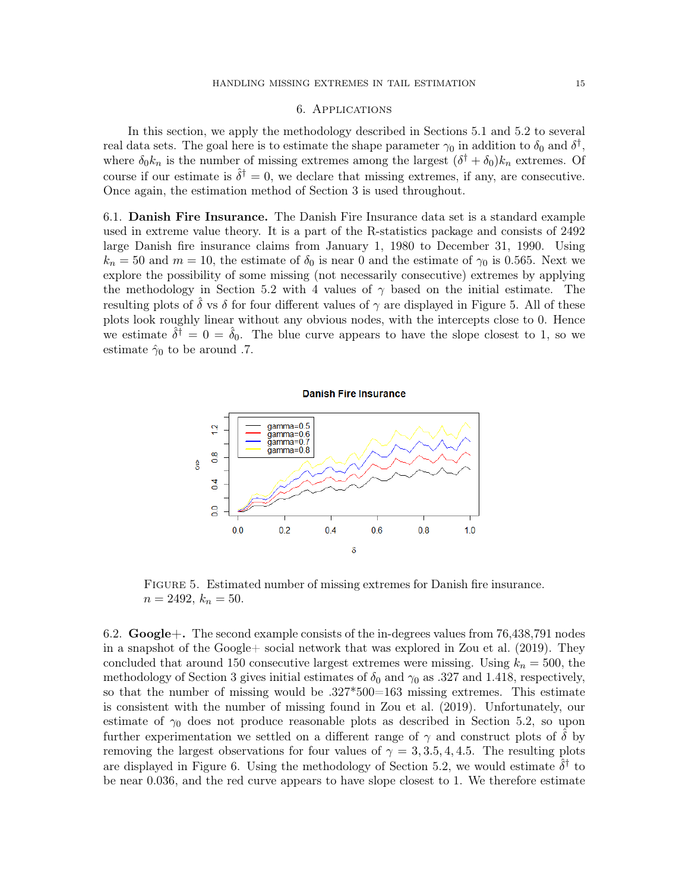## 6. Applications

In this section, we apply the methodology described in Sections 5.1 and 5.2 to several real data sets. The goal here is to estimate the shape parameter $\gamma_0$ in addition to $\delta_0$ and $\delta^\dagger$, where $\delta_0 k_n$ is the number of missing extremes among the largest $(\delta^\dagger + \delta_0)k_n$ extremes. Of course if our estimate is $\hat{\delta}^\dagger = 0$, we declare that missing extremes, if any, are consecutive. Once again, the estimation method of Section 3 is used throughout.

6.1. **Danish Fire Insurance.** The Danish Fire Insurance data set is a standard example used in extreme value theory. It is a part of the R-statistics package and consists of 2492 large Danish fire insurance claims from January 1, 1980 to December 31, 1990. Using $k_n = 50$ and $m = 10$, the estimate of $\delta_0$ is near 0 and the estimate of $\gamma_0$ is 0.565. Next we explore the possibility of some missing (not necessarily consecutive) extremes by applying the methodology in Section 5.2 with 4 values of $\gamma$ based on the initial estimate. The resulting plots of $\hat{\delta}$ vs $\delta$ for four different values of $\gamma$ are displayed in Figure 5. All of these plots look roughly linear without any obvious nodes, with the intercepts close to 0. Hence we estimate $\hat{\delta}^\dagger = 0 = \hat{\delta}_0$. The blue curve appears to have the slope closest to 1, so we estimate $\hat{\gamma}_0$ to be around .7.

FIGURE 5. Estimated number of missing extremes for Danish fire insurance. $n = 2492$, $k_n = 50$.

6.2. **Google+.** The second example consists of the in-degrees values from 76,438,791 nodes in a snapshot of the Google+ social network that was explored in Zou et al. (2019). They concluded that around 150 consecutive largest extremes were missing. Using $k_n = 500$, the methodology of Section 3 gives initial estimates of $\delta_0$ and $\gamma_0$ as .327 and 1.418, respectively, so that the number of missing would be .327*500=163 missing extremes. This estimate is consistent with the number of missing found in Zou et al. (2019). Unfortunately, our estimate of $\gamma_0$ does not produce reasonable plots as described in Section 5.2, so upon further experimentation we settled on a different range of $\gamma$ and construct plots of $\hat{\delta}$ by removing the largest observations for four values of $\gamma = 3, 3.5, 4, 4.5$. The resulting plots are displayed in Figure 6. Using the methodology of Section 5.2, we would estimate $\hat{\delta}^\dagger$ to be near 0.036, and the red curve appears to have slope closest to 1. We therefore estimate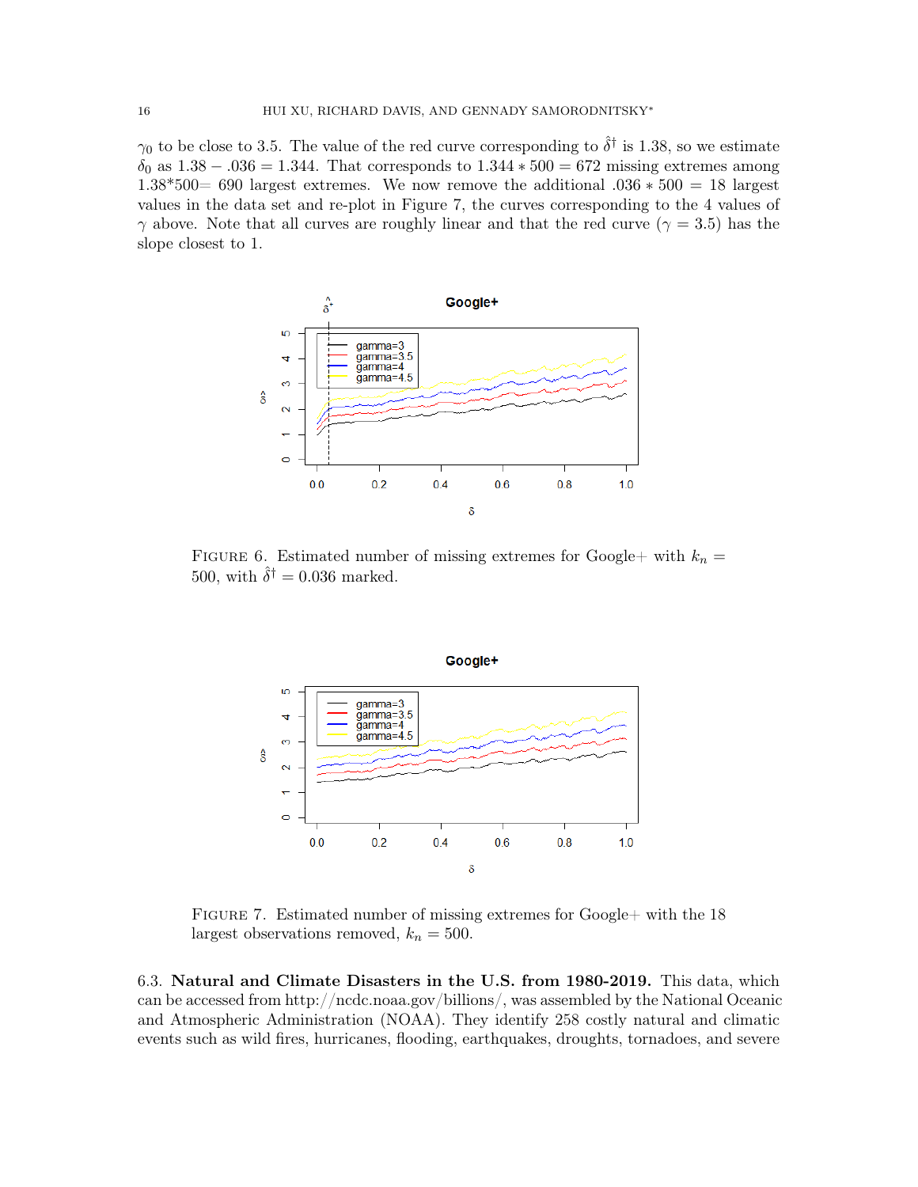$\gamma_0$ to be close to 3.5. The value of the red curve corresponding to $\hat{\delta}^\dagger$ is 1.38, so we estimate $\delta_0$ as $1.38 - .036 = 1.344$. That corresponds to $1.344 * 500 = 672$ missing extremes among 1.38*500= 690 largest extremes. We now remove the additional $.036 * 500 = 18$ largest values in the data set and re-plot in Figure 7, the curves corresponding to the 4 values of $\gamma$ above. Note that all curves are roughly linear and that the red curve ($\gamma = 3.5$) has the slope closest to 1.

FIGURE 6. Estimated number of missing extremes for Google+ with $k_n = 500$, with $\hat{\delta}^\dagger = 0.036$ marked.

FIGURE 7. Estimated number of missing extremes for Google+ with the 18 largest observations removed, $k_n = 500$.

6.3. **Natural and Climate Disasters in the U.S. from 1980-2019.** This data, which can be accessed from http://ncdc.noaa.gov/billions/, was assembled by the National Oceanic and Atmospheric Administration (NOAA). They identify 258 costly natural and climatic events such as wild fires, hurricanes, flooding, earthquakes, droughts, tornadoes, and severe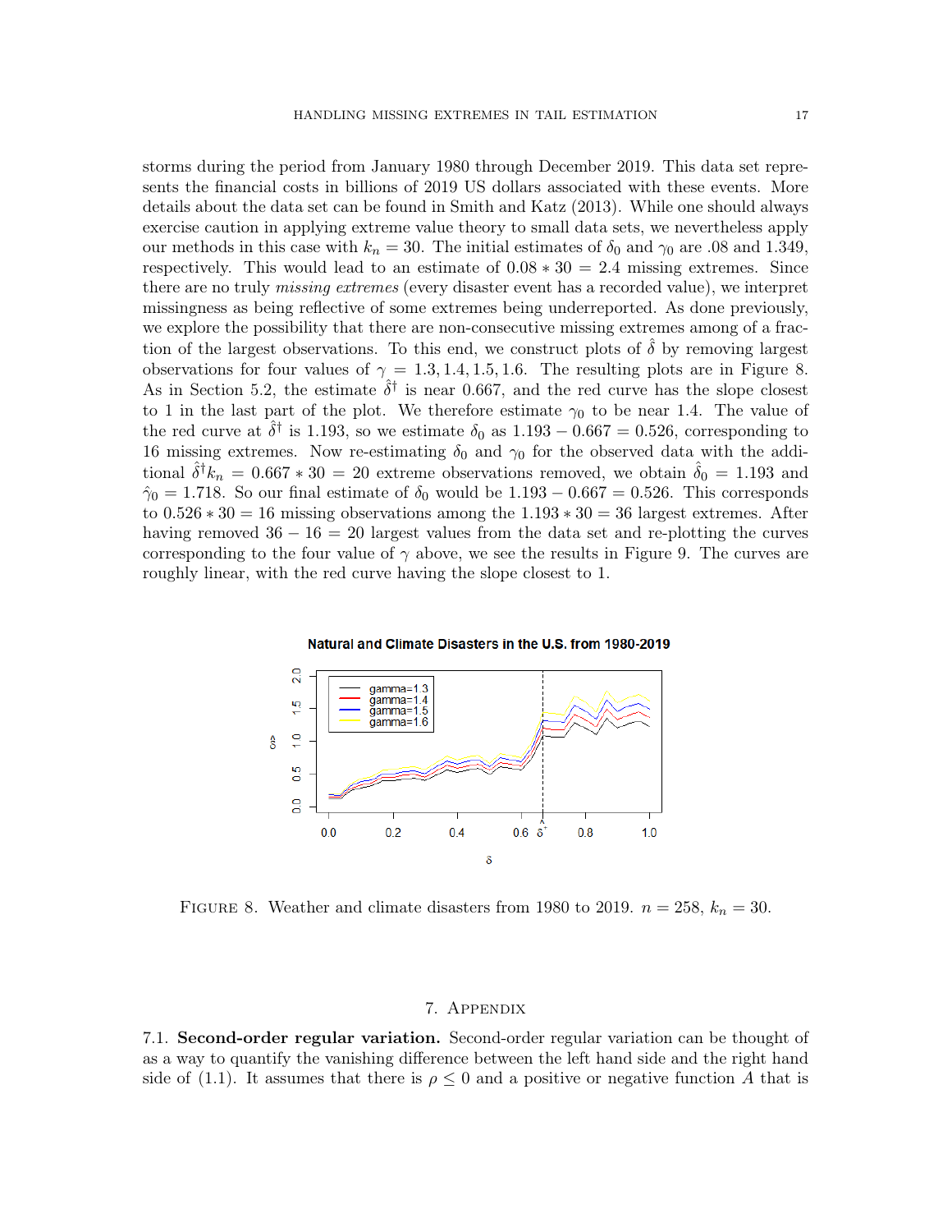storms during the period from January 1980 through December 2019. This data set represents the financial costs in billions of 2019 US dollars associated with these events. More details about the data set can be found in Smith and Katz (2013). While one should always exercise caution in applying extreme value theory to small data sets, we nevertheless apply our methods in this case with $k_n = 30$. The initial estimates of $\delta_0$ and $\gamma_0$ are .08 and 1.349, respectively. This would lead to an estimate of $0.08 * 30 = 2.4$ missing extremes. Since there are no truly *missing extremes* (every disaster event has a recorded value), we interpret missingness as being reflective of some extremes being underreported. As done previously, we explore the possibility that there are non-consecutive missing extremes among of a fraction of the largest observations. To this end, we construct plots of $\hat{\delta}$ by removing largest observations for four values of $\gamma = 1.3, 1.4, 1.5, 1.6$. The resulting plots are in Figure 8. As in Section 5.2, the estimate $\hat{\delta}^{\dagger}$ is near 0.667, and the red curve has the slope closest to 1 in the last part of the plot. We therefore estimate $\gamma_0$ to be near 1.4. The value of the red curve at $\hat{\delta}^{\dagger}$ is 1.193, so we estimate $\delta_0$ as $1.193 - 0.667 = 0.526$, corresponding to 16 missing extremes. Now re-estimating $\delta_0$ and $\gamma_0$ for the observed data with the additional $\hat{\delta}^{\dagger} k_n = 0.667 * 30 = 20$ extreme observations removed, we obtain $\hat{\delta}_0 = 1.193$ and $\hat{\gamma}_0 = 1.718$. So our final estimate of $\delta_0$ would be $1.193 - 0.667 = 0.526$. This corresponds to $0.526 * 30 = 16$ missing observations among the $1.193 * 30 = 36$ largest extremes. After having removed $36 - 16 = 20$ largest values from the data set and re-plotting the curves corresponding to the four value of $\gamma$ above, we see the results in Figure 9. The curves are roughly linear, with the red curve having the slope closest to 1.

FIGURE 8. Weather and climate disasters from 1980 to 2019. $n = 258$, $k_n = 30$.

## 7. Appendix

7.1. **Second-order regular variation.** Second-order regular variation can be thought of as a way to quantify the vanishing difference between the left hand side and the right hand side of (1.1). It assumes that there is $\rho \leq 0$ and a positive or negative function $A$ that is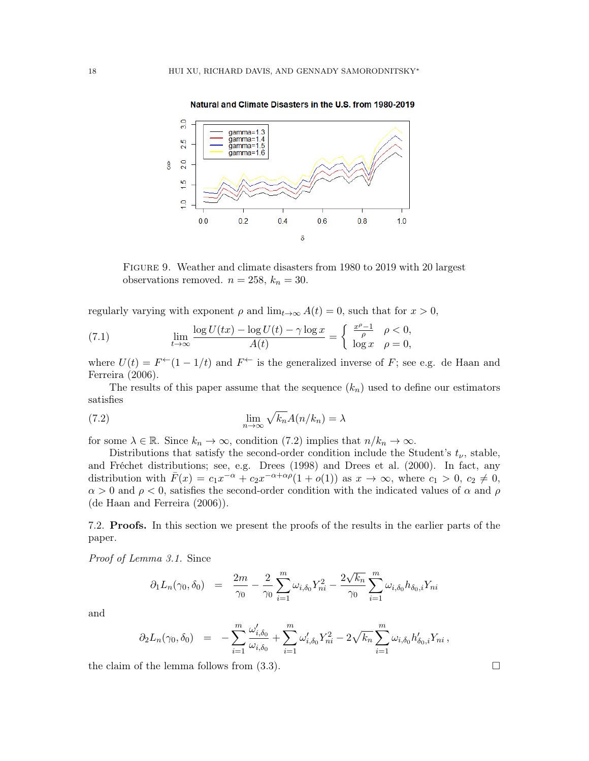FIGURE 9. Weather and climate disasters from 1980 to 2019 with 20 largest observations removed. $n = 258$, $k_n = 30$.

regularly varying with exponent $\rho$ and $\lim_{t\to\infty} A(t) = 0$, such that for $x > 0$,

$$\lim_{t\to\infty} \frac{\log U(tx) - \log U(t) - \gamma \log x}{A(t)} = \begin{cases} \frac{x^\rho - 1}{\rho} & \rho < 0, \\ \log x & \rho = 0, \end{cases} \tag{7.1}$$

where $U(t) = F^{\leftarrow}(1 - 1/t)$ and $F^{\leftarrow}$ is the generalized inverse of $F$; see e.g. de Haan and Ferreira (2006).

The results of this paper assume that the sequence $(k_n)$ used to define our estimators satisfies

$$\lim_{n\to\infty} \sqrt{k_n} A(n/k_n) = \lambda \tag{7.2}$$

for some $\lambda \in \mathbb{R}$. Since $k_n \to \infty$, condition (7.2) implies that $n/k_n \to \infty$.

Distributions that satisfy the second-order condition include the Student's $t_\nu$, stable, and Fréchet distributions; see, e.g. Drees (1998) and Drees et al. (2000). In fact, any distribution with $\bar{F}(x) = c_1 x^{-\alpha} + c_2 x^{-\alpha+\alpha\rho}(1 + o(1))$ as $x \to \infty$, where $c_1 > 0$, $c_2 \neq 0$, $\alpha > 0$ and $\rho < 0$, satisfies the second-order condition with the indicated values of $\alpha$ and $\rho$ (de Haan and Ferreira (2006)).

### 7.2. **Proofs.**

In this section we present the proofs of the results in the earlier parts of the paper.

*Proof of Lemma 3.1.* Since

$$\partial_1 L_n(\gamma_0, \delta_0) = \frac{2m}{\gamma_0} - \frac{2}{\gamma_0}\sum_{i=1}^m \omega_{i,\delta_0} Y_{ni}^2 - \frac{2\sqrt{k_n}}{\gamma_0}\sum_{i=1}^m \omega_{i,\delta_0} h_{\delta_0,i} Y_{ni}$$

and

$$\partial_2 L_n(\gamma_0, \delta_0) = -\sum_{i=1}^m \frac{\omega'_{i,\delta_0}}{\omega_{i,\delta_0}} + \sum_{i=1}^m \omega'_{i,\delta_0} Y_{ni}^2 - 2\sqrt{k_n}\sum_{i=1}^m \omega_{i,\delta_0} h'_{\delta_0,i} Y_{ni}\,,$$

the claim of the lemma follows from (3.3). □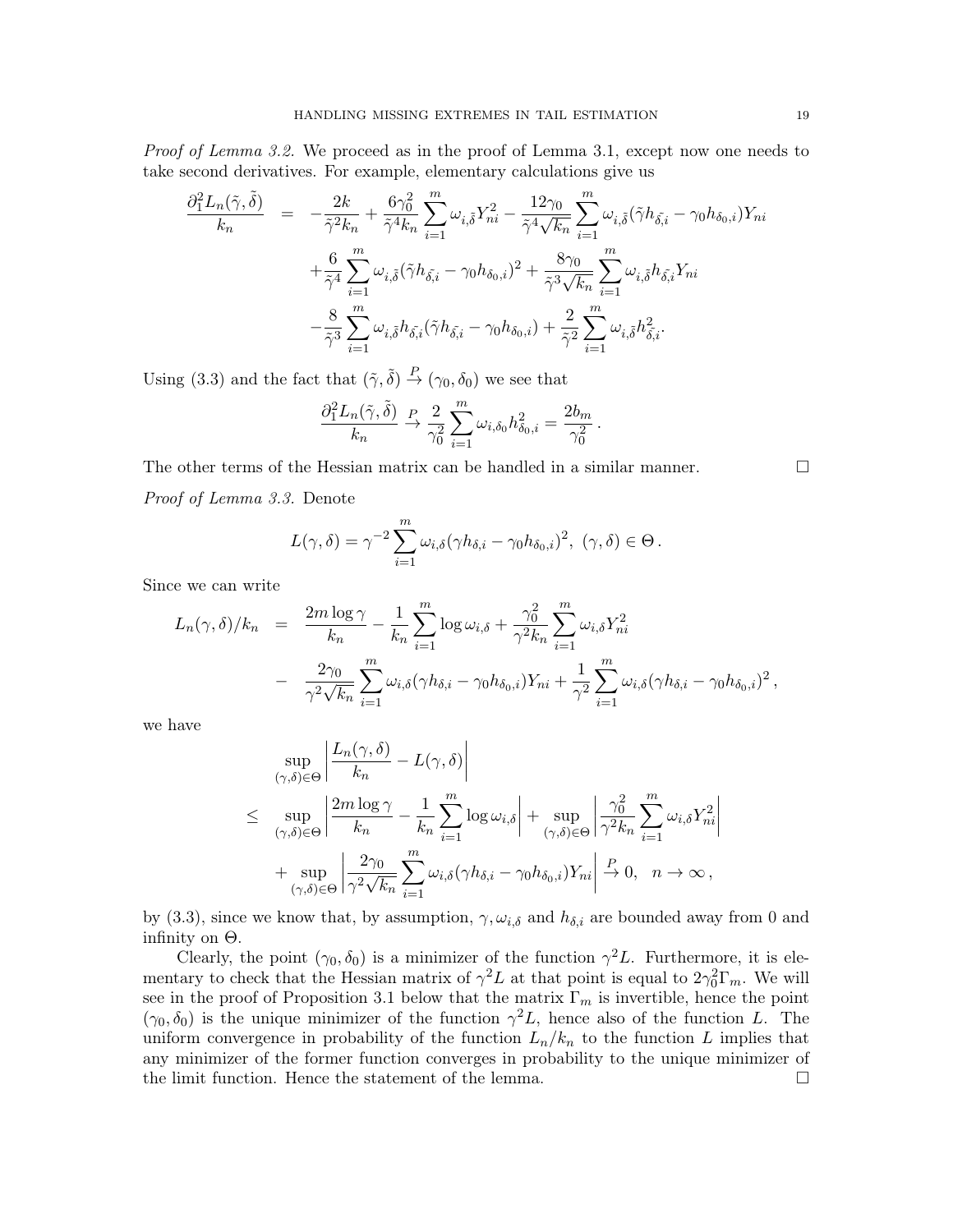*Proof of Lemma 3.2.* We proceed as in the proof of Lemma 3.1, except now one needs to take second derivatives. For example, elementary calculations give us

$$
\begin{aligned}
\frac{\partial_1^2 L_n(\tilde\gamma,\tilde\delta)}{k_n} &= -\frac{2k}{\tilde\gamma^2 k_n} + \frac{6\gamma_0^2}{\tilde\gamma^4 k_n}\sum_{i=1}^m \omega_{i,\tilde\delta} Y_{ni}^2 - \frac{12\gamma_0}{\tilde\gamma^4\sqrt{k_n}}\sum_{i=1}^m \omega_{i,\tilde\delta}(\tilde\gamma h_{\tilde\delta,i} - \gamma_0 h_{\delta_0,i})Y_{ni} \\
&\quad + \frac{6}{\tilde\gamma^4}\sum_{i=1}^m \omega_{i,\tilde\delta}(\tilde\gamma h_{\tilde\delta,i} - \gamma_0 h_{\delta_0,i})^2 + \frac{8\gamma_0}{\tilde\gamma^3\sqrt{k_n}}\sum_{i=1}^m \omega_{i,\tilde\delta} h_{\tilde\delta,i} Y_{ni} \\
&\quad - \frac{8}{\tilde\gamma^3}\sum_{i=1}^m \omega_{i,\tilde\delta} h_{\tilde\delta,i}(\tilde\gamma h_{\tilde\delta,i} - \gamma_0 h_{\delta_0,i}) + \frac{2}{\tilde\gamma^2}\sum_{i=1}^m \omega_{i,\tilde\delta} h_{\tilde\delta,i}^2 .
\end{aligned}
$$

Using (3.3) and the fact that $(\tilde\gamma,\tilde\delta) \xrightarrow{P} (\gamma_0,\delta_0)$ we see that

$$
\frac{\partial_1^2 L_n(\tilde\gamma,\tilde\delta)}{k_n} \xrightarrow{P} \frac{2}{\gamma_0^2}\sum_{i=1}^m \omega_{i,\delta_0} h_{\delta_0,i}^2 = \frac{2b_m}{\gamma_0^2}\,.
$$

The other terms of the Hessian matrix can be handled in a similar manner. □

*Proof of Lemma 3.3.* Denote

$$
L(\gamma,\delta) = \gamma^{-2}\sum_{i=1}^m \omega_{i,\delta}(\gamma h_{\delta,i} - \gamma_0 h_{\delta_0,i})^2,\ (\gamma,\delta)\in\Theta\,.
$$

Since we can write

$$
\begin{aligned}
L_n(\gamma,\delta)/k_n &= \frac{2m\log\gamma}{k_n} - \frac{1}{k_n}\sum_{i=1}^m \log\omega_{i,\delta} + \frac{\gamma_0^2}{\gamma^2 k_n}\sum_{i=1}^m \omega_{i,\delta} Y_{ni}^2 \\
&- \frac{2\gamma_0}{\gamma^2\sqrt{k_n}}\sum_{i=1}^m \omega_{i,\delta}(\gamma h_{\delta,i} - \gamma_0 h_{\delta_0,i})Y_{ni} + \frac{1}{\gamma^2}\sum_{i=1}^m \omega_{i,\delta}(\gamma h_{\delta,i} - \gamma_0 h_{\delta_0,i})^2\,,
\end{aligned}
$$

we have

$$
\begin{aligned}
&\sup_{(\gamma,\delta)\in\Theta}\left|\frac{L_n(\gamma,\delta)}{k_n} - L(\gamma,\delta)\right| \\
\le\ & \sup_{(\gamma,\delta)\in\Theta}\left|\frac{2m\log\gamma}{k_n} - \frac{1}{k_n}\sum_{i=1}^m \log\omega_{i,\delta}\right| + \sup_{(\gamma,\delta)\in\Theta}\left|\frac{\gamma_0^2}{\gamma^2 k_n}\sum_{i=1}^m \omega_{i,\delta} Y_{ni}^2\right| \\
&+ \sup_{(\gamma,\delta)\in\Theta}\left|\frac{2\gamma_0}{\gamma^2\sqrt{k_n}}\sum_{i=1}^m \omega_{i,\delta}(\gamma h_{\delta,i} - \gamma_0 h_{\delta_0,i})Y_{ni}\right| \xrightarrow{P} 0,\quad n\to\infty\,,
\end{aligned}
$$

by (3.3), since we know that, by assumption, $\gamma, \omega_{i,\delta}$ and $h_{\delta,i}$ are bounded away from 0 and infinity on $\Theta$.

Clearly, the point $(\gamma_0,\delta_0)$ is a minimizer of the function $\gamma^2 L$. Furthermore, it is elementary to check that the Hessian matrix of $\gamma^2 L$ at that point is equal to $2\gamma_0^2\Gamma_m$. We will see in the proof of Proposition 3.1 below that the matrix $\Gamma_m$ is invertible, hence the point $(\gamma_0,\delta_0)$ is the unique minimizer of the function $\gamma^2 L$, hence also of the function $L$. The uniform convergence in probability of the function $L_n/k_n$ to the function $L$ implies that any minimizer of the former function converges in probability to the unique minimizer of the limit function. Hence the statement of the lemma. □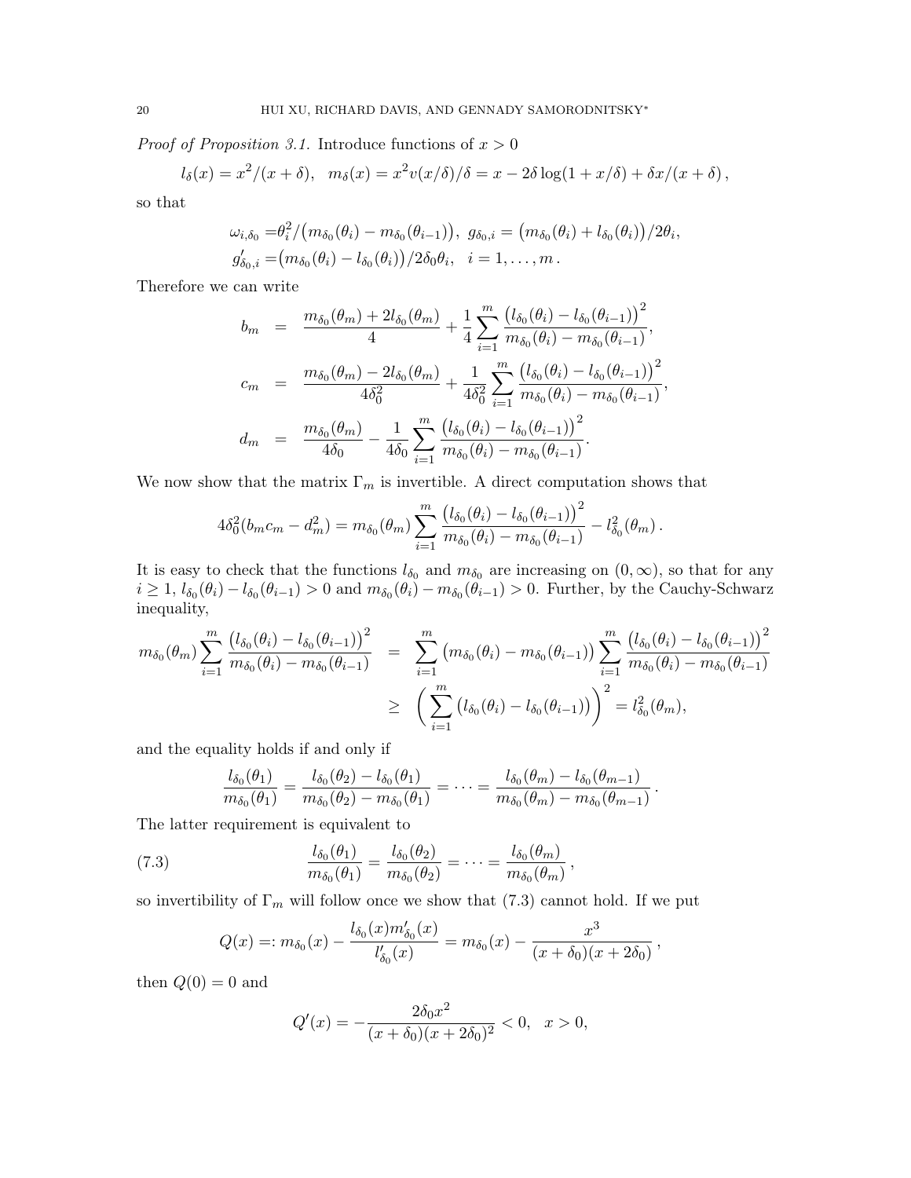*Proof of Proposition 3.1.* Introduce functions of $x > 0$

$$l_\delta(x) = x^2/(x+\delta), \quad m_\delta(x) = x^2 v(x/\delta)/\delta = x - 2\delta \log(1 + x/\delta) + \delta x/(x+\delta)\,,$$

so that

$$\begin{aligned}
\omega_{i,\delta_0} =& \theta_i^2/\big(m_{\delta_0}(\theta_i) - m_{\delta_0}(\theta_{i-1})\big), \;\; g_{\delta_0,i} = \big(m_{\delta_0}(\theta_i) + l_{\delta_0}(\theta_i)\big)/2\theta_i, \\
g'_{\delta_0,i} =& \big(m_{\delta_0}(\theta_i) - l_{\delta_0}(\theta_i)\big)/2\delta_0\theta_i, \quad i = 1, \ldots, m\,.
\end{aligned}$$

Therefore we can write

$$\begin{aligned}
b_m &= \frac{m_{\delta_0}(\theta_m) + 2l_{\delta_0}(\theta_m)}{4} + \frac{1}{4}\sum_{i=1}^m \frac{\big(l_{\delta_0}(\theta_i) - l_{\delta_0}(\theta_{i-1})\big)^2}{m_{\delta_0}(\theta_i) - m_{\delta_0}(\theta_{i-1})}, \\
c_m &= \frac{m_{\delta_0}(\theta_m) - 2l_{\delta_0}(\theta_m)}{4\delta_0^2} + \frac{1}{4\delta_0^2}\sum_{i=1}^m \frac{\big(l_{\delta_0}(\theta_i) - l_{\delta_0}(\theta_{i-1})\big)^2}{m_{\delta_0}(\theta_i) - m_{\delta_0}(\theta_{i-1})}, \\
d_m &= \frac{m_{\delta_0}(\theta_m)}{4\delta_0} - \frac{1}{4\delta_0}\sum_{i=1}^m \frac{\big(l_{\delta_0}(\theta_i) - l_{\delta_0}(\theta_{i-1})\big)^2}{m_{\delta_0}(\theta_i) - m_{\delta_0}(\theta_{i-1})}.
\end{aligned}$$

We now show that the matrix $\Gamma_m$ is invertible. A direct computation shows that

$$4\delta_0^2(b_m c_m - d_m^2) = m_{\delta_0}(\theta_m)\sum_{i=1}^m \frac{\big(l_{\delta_0}(\theta_i) - l_{\delta_0}(\theta_{i-1})\big)^2}{m_{\delta_0}(\theta_i) - m_{\delta_0}(\theta_{i-1})} - l_{\delta_0}^2(\theta_m)\,.$$

It is easy to check that the functions $l_{\delta_0}$ and $m_{\delta_0}$ are increasing on $(0,\infty)$, so that for any $i \geq 1$, $l_{\delta_0}(\theta_i) - l_{\delta_0}(\theta_{i-1}) > 0$ and $m_{\delta_0}(\theta_i) - m_{\delta_0}(\theta_{i-1}) > 0$. Further, by the Cauchy-Schwarz inequality,

$$\begin{aligned}
m_{\delta_0}(\theta_m)\sum_{i=1}^m \frac{\big(l_{\delta_0}(\theta_i) - l_{\delta_0}(\theta_{i-1})\big)^2}{m_{\delta_0}(\theta_i) - m_{\delta_0}(\theta_{i-1})} &= \sum_{i=1}^m \big(m_{\delta_0}(\theta_i) - m_{\delta_0}(\theta_{i-1})\big)\sum_{i=1}^m \frac{\big(l_{\delta_0}(\theta_i) - l_{\delta_0}(\theta_{i-1})\big)^2}{m_{\delta_0}(\theta_i) - m_{\delta_0}(\theta_{i-1})} \\
&\geq \left(\sum_{i=1}^m \big(l_{\delta_0}(\theta_i) - l_{\delta_0}(\theta_{i-1})\big)\right)^2 = l_{\delta_0}^2(\theta_m),
\end{aligned}$$

and the equality holds if and only if

$$\frac{l_{\delta_0}(\theta_1)}{m_{\delta_0}(\theta_1)} = \frac{l_{\delta_0}(\theta_2) - l_{\delta_0}(\theta_1)}{m_{\delta_0}(\theta_2) - m_{\delta_0}(\theta_1)} = \cdots = \frac{l_{\delta_0}(\theta_m) - l_{\delta_0}(\theta_{m-1})}{m_{\delta_0}(\theta_m) - m_{\delta_0}(\theta_{m-1})}\,.$$

The latter requirement is equivalent to

$$\frac{l_{\delta_0}(\theta_1)}{m_{\delta_0}(\theta_1)} = \frac{l_{\delta_0}(\theta_2)}{m_{\delta_0}(\theta_2)} = \cdots = \frac{l_{\delta_0}(\theta_m)}{m_{\delta_0}(\theta_m)}\,, \tag{7.3}$$

so invertibility of $\Gamma_m$ will follow once we show that (7.3) cannot hold. If we put

$$Q(x) =: m_{\delta_0}(x) - \frac{l_{\delta_0}(x)m'_{\delta_0}(x)}{l'_{\delta_0}(x)} = m_{\delta_0}(x) - \frac{x^3}{(x+\delta_0)(x+2\delta_0)}\,,$$

then $Q(0) = 0$ and

$$Q'(x) = -\frac{2\delta_0 x^2}{(x+\delta_0)(x+2\delta_0)^2} < 0, \quad x > 0,$$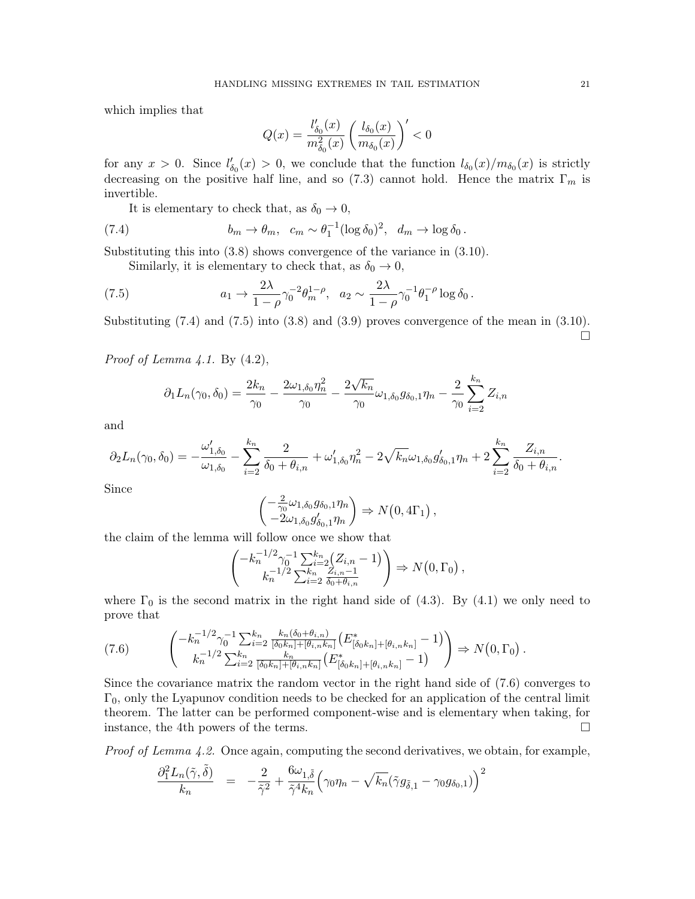which implies that

$$Q(x) = \frac{l'_{\delta_0}(x)}{m^2_{\delta_0}(x)} \left( \frac{l_{\delta_0}(x)}{m_{\delta_0}(x)} \right)' < 0$$

for any $x > 0$. Since $l'_{\delta_0}(x) > 0$, we conclude that the function $l_{\delta_0}(x)/m_{\delta_0}(x)$ is strictly decreasing on the positive half line, and so (7.3) cannot hold. Hence the matrix $\Gamma_m$ is invertible.

It is elementary to check that, as $\delta_0 \to 0$,

$$b_m \to \theta_m, \quad c_m \sim \theta_1^{-1} (\log \delta_0)^2, \quad d_m \to \log \delta_0 \,. \tag{7.4}$$

Substituting this into (3.8) shows convergence of the variance in (3.10).

Similarly, it is elementary to check that, as $\delta_0 \to 0$,

$$a_1 \to \frac{2\lambda}{1-\rho} \gamma_0^{-2} \theta_m^{1-\rho}, \quad a_2 \sim \frac{2\lambda}{1-\rho} \gamma_0^{-1} \theta_1^{-\rho} \log \delta_0 \,. \tag{7.5}$$

Substituting (7.4) and (7.5) into (3.8) and (3.9) proves convergence of the mean in (3.10). □

*Proof of Lemma 4.1.* By (4.2),

$$\partial_1 L_n(\gamma_0, \delta_0) = \frac{2k_n}{\gamma_0} - \frac{2\omega_{1,\delta_0} \eta_n^2}{\gamma_0} - \frac{2\sqrt{k_n}}{\gamma_0} \omega_{1,\delta_0} g_{\delta_0,1} \eta_n - \frac{2}{\gamma_0} \sum_{i=2}^{k_n} Z_{i,n}$$

and

$$\partial_2 L_n(\gamma_0, \delta_0) = -\frac{\omega'_{1,\delta_0}}{\omega_{1,\delta_0}} - \sum_{i=2}^{k_n} \frac{2}{\delta_0 + \theta_{i,n}} + \omega'_{1,\delta_0} \eta_n^2 - 2\sqrt{k_n} \omega_{1,\delta_0} g'_{\delta_0,1} \eta_n + 2 \sum_{i=2}^{k_n} \frac{Z_{i,n}}{\delta_0 + \theta_{i,n}} .$$

Since

$$\begin{pmatrix} -\frac{2}{\gamma_0} \omega_{1,\delta_0} g_{\delta_0,1} \eta_n \\ -2\omega_{1,\delta_0} g'_{\delta_0,1} \eta_n \end{pmatrix} \Rightarrow N\big(0, 4\Gamma_1\big) ,$$

the claim of the lemma will follow once we show that

$$\begin{pmatrix} -k_n^{-1/2} \gamma_0^{-1} \sum_{i=2}^{k_n} \big(Z_{i,n} - 1\big) \\ k_n^{-1/2} \sum_{i=2}^{k_n} \frac{Z_{i,n}-1}{\delta_0 + \theta_{i,n}} \end{pmatrix} \Rightarrow N\big(0, \Gamma_0\big) ,$$

where $\Gamma_0$ is the second matrix in the right hand side of (4.3). By (4.1) we only need to prove that

$$\begin{pmatrix} -k_n^{-1/2} \gamma_0^{-1} \sum_{i=2}^{k_n} \frac{k_n(\delta_0 + \theta_{i,n})}{[\delta_0 k_n] + [\theta_{i,n} k_n]} \big(E^*_{[\delta_0 k_n] + [\theta_{i,n} k_n]} - 1\big) \\ k_n^{-1/2} \sum_{i=2}^{k_n} \frac{k_n}{[\delta_0 k_n] + [\theta_{i,n} k_n]} \big(E^*_{[\delta_0 k_n] + [\theta_{i,n} k_n]} - 1\big) \end{pmatrix} \Rightarrow N\big(0, \Gamma_0\big) . \tag{7.6}$$

Since the covariance matrix the random vector in the right hand side of (7.6) converges to $\Gamma_0$, only the Lyapunov condition needs to be checked for an application of the central limit theorem. The latter can be performed component-wise and is elementary when taking, for instance, the 4th powers of the terms. □

*Proof of Lemma 4.2.* Once again, computing the second derivatives, we obtain, for example,

$$\frac{\partial_1^2 L_n(\tilde{\gamma}, \tilde{\delta})}{k_n} \;=\; -\frac{2}{\tilde{\gamma}^2} + \frac{6\omega_{1,\tilde{\delta}}}{\tilde{\gamma}^4 k_n} \Big( \gamma_0 \eta_n - \sqrt{k_n} (\tilde{\gamma} g_{\tilde{\delta},1} - \gamma_0 g_{\delta_0,1}) \Big)^2$$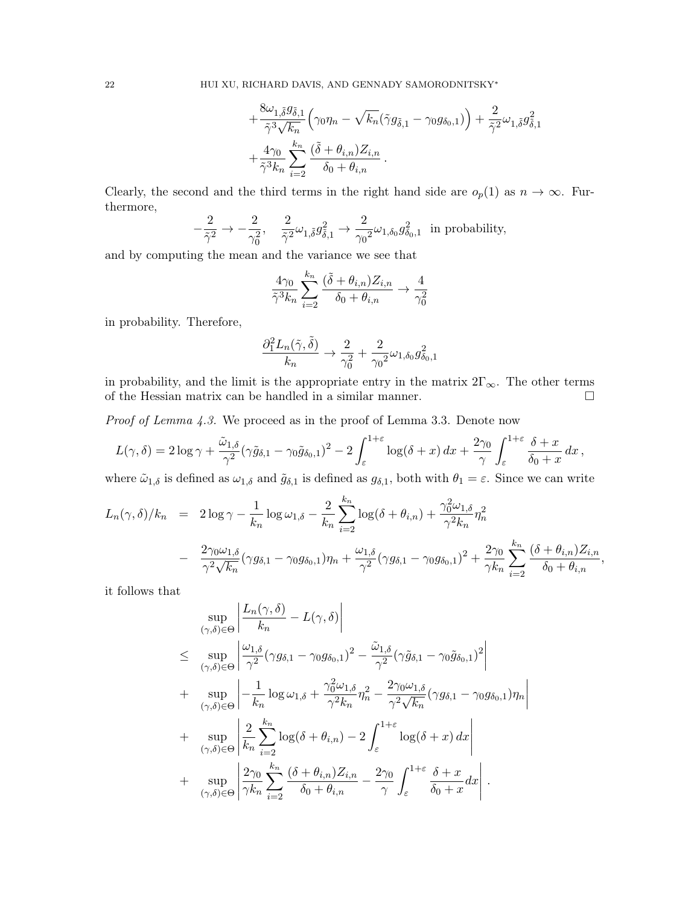$$
+\frac{8\omega_{1,\tilde{\delta}}g_{\tilde{\delta},1}}{\tilde{\gamma}^3\sqrt{k_n}}\Big(\gamma_0\eta_n - \sqrt{k_n}(\tilde{\gamma}g_{\tilde{\delta},1} - \gamma_0 g_{\delta_0,1})\Big) + \frac{2}{\tilde{\gamma}^2}\omega_{1,\tilde{\delta}}g_{\tilde{\delta},1}^2
$$

$$
+\frac{4\gamma_0}{\tilde{\gamma}^3 k_n}\sum_{i=2}^{k_n}\frac{(\tilde{\delta}+\theta_{i,n})Z_{i,n}}{\delta_0+\theta_{i,n}}\,.
$$

Clearly, the second and the third terms in the right hand side are $o_p(1)$ as $n\to\infty$. Furthermore,

$$
-\frac{2}{\tilde{\gamma}^2}\to -\frac{2}{\gamma_0^2},\quad \frac{2}{\tilde{\gamma}^2}\omega_{1,\tilde{\delta}}g_{\tilde{\delta},1}^2 \to \frac{2}{\gamma_0{}^2}\omega_{1,\delta_0}g_{\delta_0,1}^2 \ \text{ in probability,}
$$

and by computing the mean and the variance we see that

$$
\frac{4\gamma_0}{\tilde{\gamma}^3 k_n}\sum_{i=2}^{k_n}\frac{(\tilde{\delta}+\theta_{i,n})Z_{i,n}}{\delta_0+\theta_{i,n}} \to \frac{4}{\gamma_0^2}
$$

in probability. Therefore,

$$
\frac{\partial_1^2 L_n(\tilde{\gamma},\tilde{\delta})}{k_n} \to \frac{2}{\gamma_0^2} + \frac{2}{\gamma_0{}^2}\omega_{1,\delta_0}g_{\delta_0,1}^2
$$

in probability, and the limit is the appropriate entry in the matrix $2\Gamma_\infty$. The other terms of the Hessian matrix can be handled in a similar manner. $\square$

*Proof of Lemma 4.3.* We proceed as in the proof of Lemma 3.3. Denote now

$$
L(\gamma,\delta) = 2\log\gamma + \frac{\tilde{\omega}_{1,\delta}}{\gamma^2}(\gamma\tilde{g}_{\delta,1} - \gamma_0\tilde{g}_{\delta_0,1})^2 - 2\int_\varepsilon^{1+\varepsilon}\log(\delta+x)\,dx + \frac{2\gamma_0}{\gamma}\int_\varepsilon^{1+\varepsilon}\frac{\delta+x}{\delta_0+x}\,dx\,,
$$

where $\tilde{\omega}_{1,\delta}$ is defined as $\omega_{1,\delta}$ and $\tilde{g}_{\delta,1}$ is defined as $g_{\delta,1}$, both with $\theta_1=\varepsilon$. Since we can write

$$
\begin{aligned}
L_n(\gamma,\delta)/k_n &= 2\log\gamma - \frac{1}{k_n}\log\omega_{1,\delta} - \frac{2}{k_n}\sum_{i=2}^{k_n}\log(\delta+\theta_{i,n}) + \frac{\gamma_0^2\omega_{1,\delta}}{\gamma^2 k_n}\eta_n^2 \\
&- \frac{2\gamma_0\omega_{1,\delta}}{\gamma^2\sqrt{k_n}}(\gamma g_{\delta,1} - \gamma_0 g_{\delta_0,1})\eta_n + \frac{\omega_{1,\delta}}{\gamma^2}(\gamma g_{\delta,1}-\gamma_0 g_{\delta_0,1})^2 + \frac{2\gamma_0}{\gamma k_n}\sum_{i=2}^{k_n}\frac{(\delta+\theta_{i,n})Z_{i,n}}{\delta_0+\theta_{i,n}},
\end{aligned}
$$

it follows that

$$
\begin{aligned}
&\sup_{(\gamma,\delta)\in\Theta}\left|\frac{L_n(\gamma,\delta)}{k_n} - L(\gamma,\delta)\right| \\
\le\ &\sup_{(\gamma,\delta)\in\Theta}\left|\frac{\omega_{1,\delta}}{\gamma^2}(\gamma g_{\delta,1}-\gamma_0 g_{\delta_0,1})^2 - \frac{\tilde{\omega}_{1,\delta}}{\gamma^2}(\gamma\tilde{g}_{\delta,1}-\gamma_0\tilde{g}_{\delta_0,1})^2\right| \\
+\ &\sup_{(\gamma,\delta)\in\Theta}\left|-\frac{1}{k_n}\log\omega_{1,\delta} + \frac{\gamma_0^2\omega_{1,\delta}}{\gamma^2 k_n}\eta_n^2 - \frac{2\gamma_0\omega_{1,\delta}}{\gamma^2\sqrt{k_n}}(\gamma g_{\delta,1}-\gamma_0 g_{\delta_0,1})\eta_n\right| \\
+\ &\sup_{(\gamma,\delta)\in\Theta}\left|\frac{2}{k_n}\sum_{i=2}^{k_n}\log(\delta+\theta_{i,n}) - 2\int_\varepsilon^{1+\varepsilon}\log(\delta+x)\,dx\right| \\
+\ &\sup_{(\gamma,\delta)\in\Theta}\left|\frac{2\gamma_0}{\gamma k_n}\sum_{i=2}^{k_n}\frac{(\delta+\theta_{i,n})Z_{i,n}}{\delta_0+\theta_{i,n}} - \frac{2\gamma_0}{\gamma}\int_\varepsilon^{1+\varepsilon}\frac{\delta+x}{\delta_0+x}dx\right|\,.
\end{aligned}
$$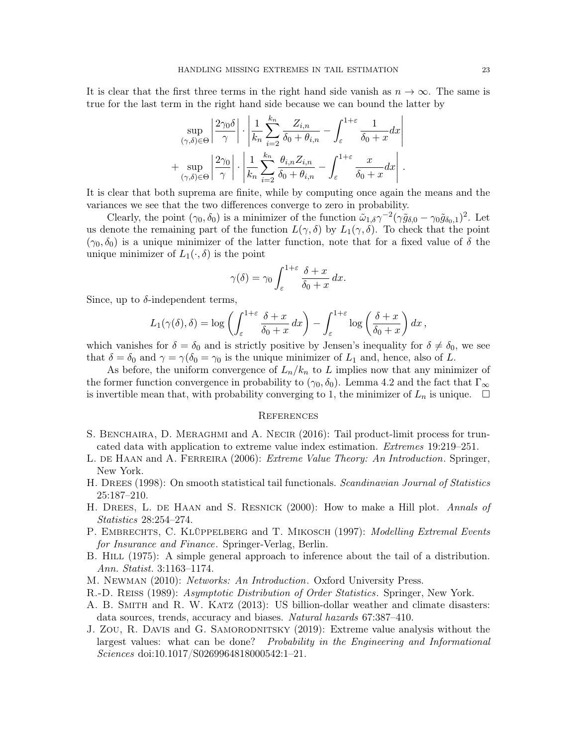It is clear that the first three terms in the right hand side vanish as $n \to \infty$. The same is true for the last term in the right hand side because we can bound the latter by

$$\sup_{(\gamma,\delta)\in\Theta} \left| \frac{2\gamma_0 \delta}{\gamma} \right| \cdot \left| \frac{1}{k_n} \sum_{i=2}^{k_n} \frac{Z_{i,n}}{\delta_0 + \theta_{i,n}} - \int_{\varepsilon}^{1+\varepsilon} \frac{1}{\delta_0 + x} dx \right|$$

$$+ \sup_{(\gamma,\delta)\in\Theta} \left| \frac{2\gamma_0}{\gamma} \right| \cdot \left| \frac{1}{k_n} \sum_{i=2}^{k_n} \frac{\theta_{i,n} Z_{i,n}}{\delta_0 + \theta_{i,n}} - \int_{\varepsilon}^{1+\varepsilon} \frac{x}{\delta_0 + x} dx \right| .$$

It is clear that both suprema are finite, while by computing once again the means and the variances we see that the two differences converge to zero in probability.

Clearly, the point $(\gamma_0, \delta_0)$ is a minimizer of the function $\tilde{\omega}_{1,\delta} \gamma^{-2} (\gamma \tilde{g}_{\delta,0} - \gamma_0 \tilde{g}_{\delta_0,1})^2$. Let us denote the remaining part of the function $L(\gamma, \delta)$ by $L_1(\gamma, \delta)$. To check that the point $(\gamma_0, \delta_0)$ is a unique minimizer of the latter function, note that for a fixed value of $\delta$ the unique minimizer of $L_1(\cdot, \delta)$ is the point

$$\gamma(\delta) = \gamma_0 \int_{\varepsilon}^{1+\varepsilon} \frac{\delta + x}{\delta_0 + x} \, dx.$$

Since, up to $\delta$-independent terms,

$$L_1(\gamma(\delta), \delta) = \log \left( \int_{\varepsilon}^{1+\varepsilon} \frac{\delta + x}{\delta_0 + x} \, dx \right) - \int_{\varepsilon}^{1+\varepsilon} \log \left( \frac{\delta + x}{\delta_0 + x} \right) dx \, ,$$

which vanishes for $\delta = \delta_0$ and is strictly positive by Jensen's inequality for $\delta \neq \delta_0$, we see that $\delta = \delta_0$ and $\gamma = \gamma(\delta_0 = \gamma_0$ is the unique minimizer of $L_1$ and, hence, also of $L$.

As before, the uniform convergence of $L_n/k_n$ to $L$ implies now that any minimizer of the former function convergence in probability to $(\gamma_0, \delta_0)$. Lemma 4.2 and the fact that $\Gamma_\infty$ is invertible mean that, with probability converging to 1, the minimizer of $L_n$ is unique. $\square$

## References

S. Benchaira, D. Meraghmi and A. Necir (2016): Tail product-limit process for truncated data with application to extreme value index estimation. *Extremes* 19:219–251.

L. de Haan and A. Ferreira (2006): *Extreme Value Theory: An Introduction*. Springer, New York.

H. Drees (1998): On smooth statistical tail functionals. *Scandinavian Journal of Statistics* 25:187–210.

H. Drees, L. de Haan and S. Resnick (2000): How to make a Hill plot. *Annals of Statistics* 28:254–274.

P. Embrechts, C. Klüppelberg and T. Mikosch (1997): *Modelling Extremal Events for Insurance and Finance*. Springer-Verlag, Berlin.

B. Hill (1975): A simple general approach to inference about the tail of a distribution. *Ann. Statist.* 3:1163–1174.

M. Newman (2010): *Networks: An Introduction*. Oxford University Press.

R.-D. Reiss (1989): *Asymptotic Distribution of Order Statistics*. Springer, New York.

A. B. Smith and R. W. Katz (2013): US billion-dollar weather and climate disasters: data sources, trends, accuracy and biases. *Natural hazards* 67:387–410.

J. Zou, R. Davis and G. Samorodnitsky (2019): Extreme value analysis without the largest values: what can be done? *Probability in the Engineering and Informational Sciences* doi:10.1017/S0269964818000542:1–21.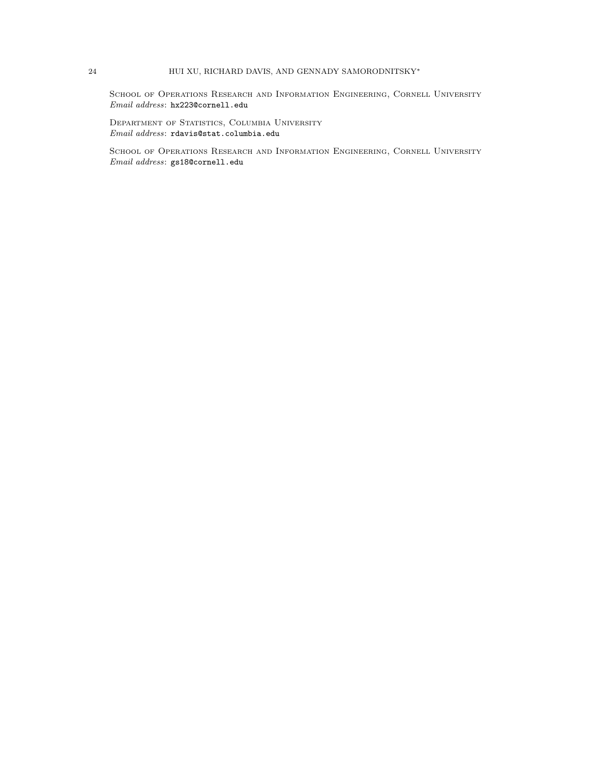School of Operations Research and Information Engineering, Cornell University
*Email address*: hx223@cornell.edu

Department of Statistics, Columbia University
*Email address*: rdavis@stat.columbia.edu

School of Operations Research and Information Engineering, Cornell University
*Email address*: gs18@cornell.edu